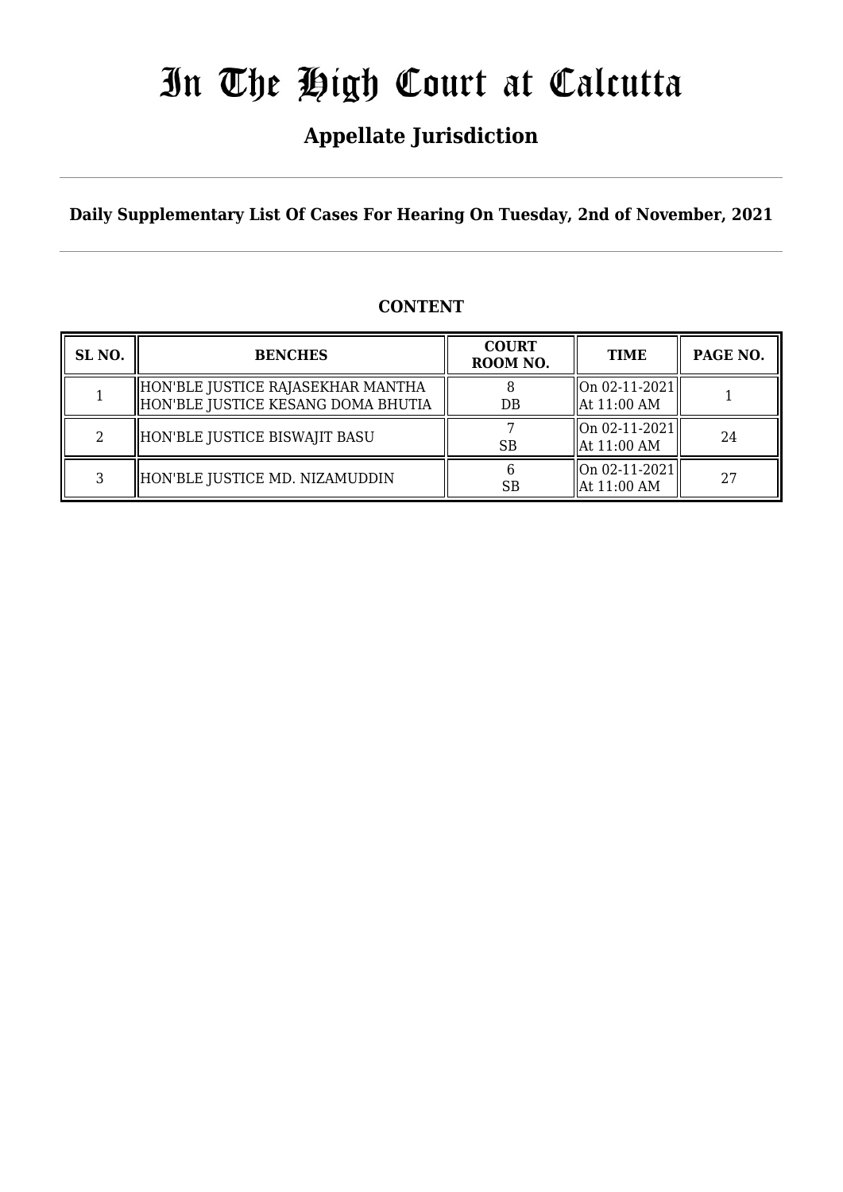# In The High Court at Calcutta

## Appellate Jurisdiction

**Daily Supplementary List Of Cases For Hearing On Tuesday, 2nd of November, 2021**

### CONTENT

| SL NO. | BENCHES | COURT ROOM NO. | TIME | PAGE NO. |
|---|---|---|---|---|
| 1 | HON'BLE JUSTICE RAJASEKHAR MANTHA<br>HON'BLE JUSTICE KESANG DOMA BHUTIA | 8<br>DB | On 02-11-2021<br>At 11:00 AM | 1 |
| 2 | HON'BLE JUSTICE BISWAJIT BASU | 7<br>SB | On 02-11-2021<br>At 11:00 AM | 24 |
| 3 | HON'BLE JUSTICE MD. NIZAMUDDIN | 6<br>SB | On 02-11-2021<br>At 11:00 AM | 27 |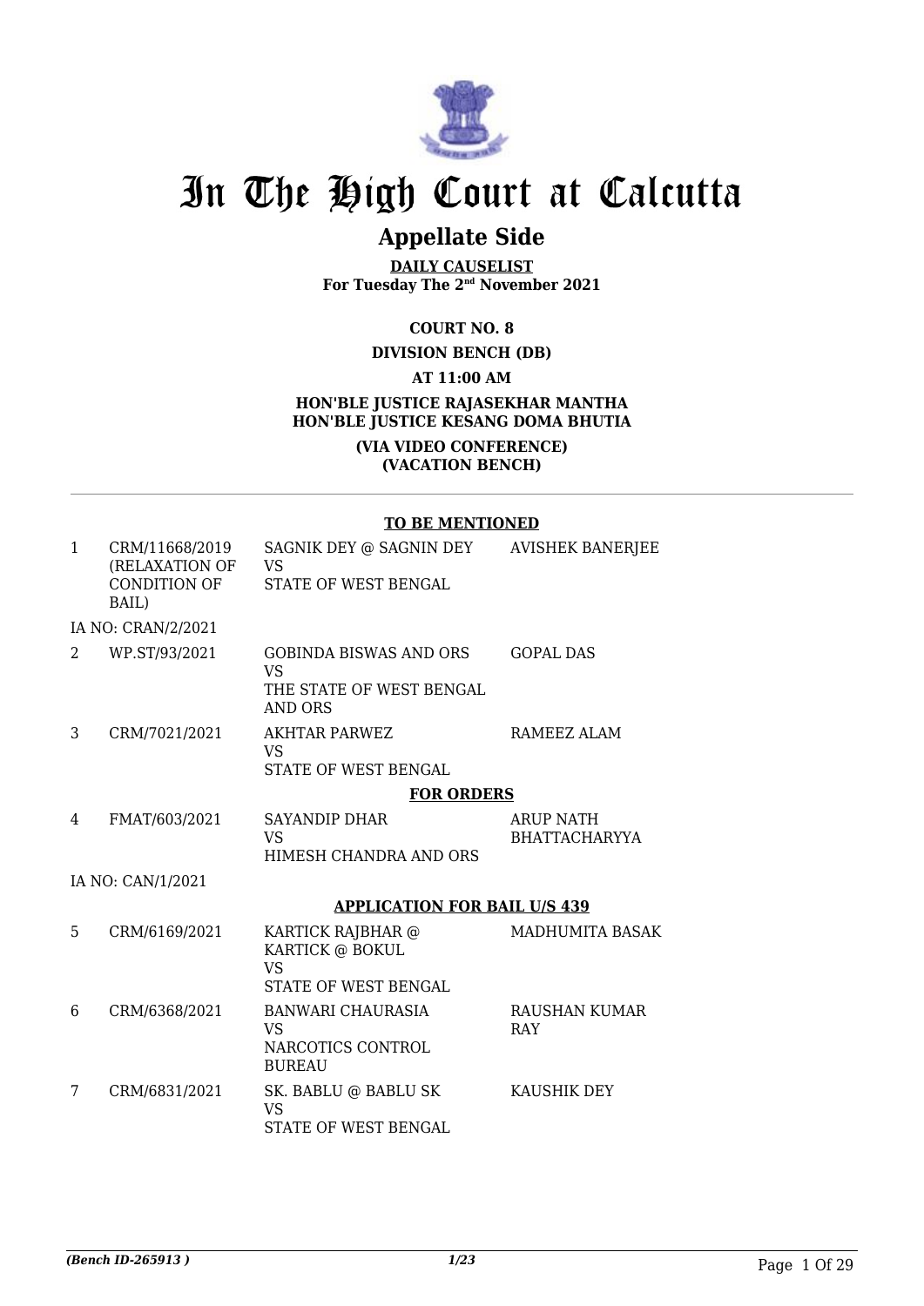# In The High Court at Calcutta

## Appellate Side

**DAILY CAUSELIST**
**For Tuesday The 2nd November 2021**

**COURT NO. 8**

**DIVISION BENCH (DB)**

**AT 11:00 AM**

**HON'BLE JUSTICE RAJASEKHAR MANTHA**
**HON'BLE JUSTICE KESANG DOMA BHUTIA**

**(VIA VIDEO CONFERENCE)**
**(VACATION BENCH)**

**TO BE MENTIONED**

| | | | |
|---|---|---|---|
| 1 | CRM/11668/2019 (RELAXATION OF CONDITION OF BAIL) | SAGNIK DEY @ SAGNIN DEY VS STATE OF WEST BENGAL | AVISHEK BANERJEE |
| | IA NO: CRAN/2/2021 | | |
| 2 | WP.ST/93/2021 | GOBINDA BISWAS AND ORS VS THE STATE OF WEST BENGAL AND ORS | GOPAL DAS |
| 3 | CRM/7021/2021 | AKHTAR PARWEZ VS STATE OF WEST BENGAL | RAMEEZ ALAM |

**FOR ORDERS**

| | | | |
|---|---|---|---|
| 4 | FMAT/603/2021 | SAYANDIP DHAR VS HIMESH CHANDRA AND ORS | ARUP NATH BHATTACHARYYA |
| | IA NO: CAN/1/2021 | | |

**APPLICATION FOR BAIL U/S 439**

| | | | |
|---|---|---|---|
| 5 | CRM/6169/2021 | KARTICK RAJBHAR @ KARTICK @ BOKUL VS STATE OF WEST BENGAL | MADHUMITA BASAK |
| 6 | CRM/6368/2021 | BANWARI CHAURASIA VS NARCOTICS CONTROL BUREAU | RAUSHAN KUMAR RAY |
| 7 | CRM/6831/2021 | SK. BABLU @ BABLU SK VS STATE OF WEST BENGAL | KAUSHIK DEY |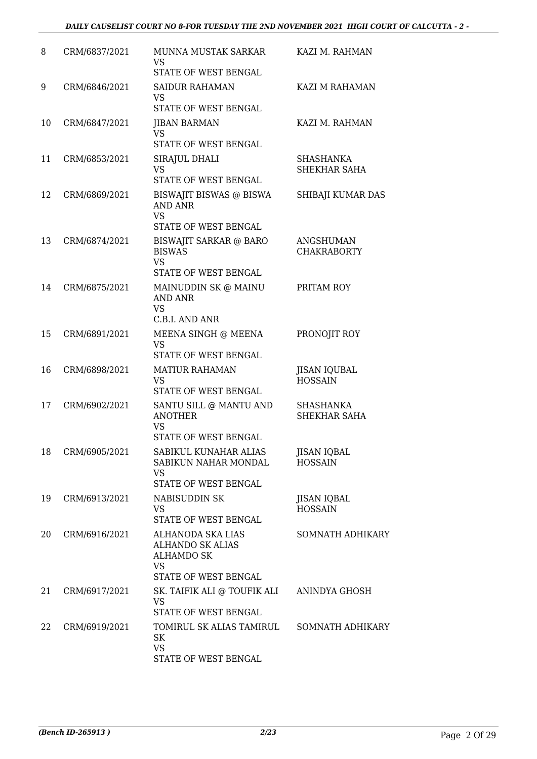| 8 | CRM/6837/2021 | MUNNA MUSTAK SARKAR<br>VS<br>STATE OF WEST BENGAL | KAZI M. RAHMAN |
|---|---|---|---|
| 9 | CRM/6846/2021 | SAIDUR RAHAMAN<br>VS<br>STATE OF WEST BENGAL | KAZI M RAHAMAN |
| 10 | CRM/6847/2021 | JIBAN BARMAN<br>VS<br>STATE OF WEST BENGAL | KAZI M. RAHMAN |
| 11 | CRM/6853/2021 | SIRAJUL DHALI<br>VS<br>STATE OF WEST BENGAL | SHASHANKA SHEKHAR SAHA |
| 12 | CRM/6869/2021 | BISWAJIT BISWAS @ BISWA AND ANR<br>VS<br>STATE OF WEST BENGAL | SHIBAJI KUMAR DAS |
| 13 | CRM/6874/2021 | BISWAJIT SARKAR @ BARO BISWAS<br>VS<br>STATE OF WEST BENGAL | ANGSHUMAN CHAKRABORTY |
| 14 | CRM/6875/2021 | MAINUDDIN SK @ MAINU AND ANR<br>VS<br>C.B.I. AND ANR | PRITAM ROY |
| 15 | CRM/6891/2021 | MEENA SINGH @ MEENA<br>VS<br>STATE OF WEST BENGAL | PRONOJIT ROY |
| 16 | CRM/6898/2021 | MATIUR RAHAMAN<br>VS<br>STATE OF WEST BENGAL | JISAN IQUBAL HOSSAIN |
| 17 | CRM/6902/2021 | SANTU SILL @ MANTU AND ANOTHER<br>VS<br>STATE OF WEST BENGAL | SHASHANKA SHEKHAR SAHA |
| 18 | CRM/6905/2021 | SABIKUL KUNAHAR ALIAS SABIKUN NAHAR MONDAL<br>VS<br>STATE OF WEST BENGAL | JISAN IQBAL HOSSAIN |
| 19 | CRM/6913/2021 | NABISUDDIN SK<br>VS<br>STATE OF WEST BENGAL | JISAN IQBAL HOSSAIN |
| 20 | CRM/6916/2021 | ALHANODA SKA LIAS ALHANDO SK ALIAS ALHAMDO SK<br>VS<br>STATE OF WEST BENGAL | SOMNATH ADHIKARY |
| 21 | CRM/6917/2021 | SK. TAIFIK ALI @ TOUFIK ALI<br>VS<br>STATE OF WEST BENGAL | ANINDYA GHOSH |
| 22 | CRM/6919/2021 | TOMIRUL SK ALIAS TAMIRUL SK<br>VS<br>STATE OF WEST BENGAL | SOMNATH ADHIKARY |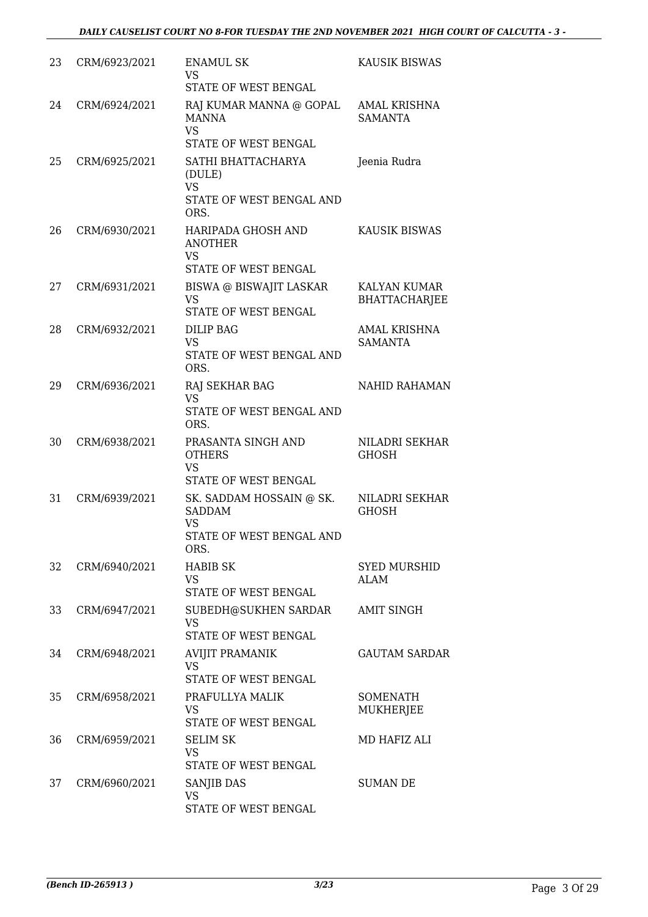| 23 | CRM/6923/2021 | ENAMUL SK<br>VS<br>STATE OF WEST BENGAL | KAUSIK BISWAS |
|---|---|---|---|
| 24 | CRM/6924/2021 | RAJ KUMAR MANNA @ GOPAL MANNA<br>VS<br>STATE OF WEST BENGAL | AMAL KRISHNA SAMANTA |
| 25 | CRM/6925/2021 | SATHI BHATTACHARYA (DULE)<br>VS<br>STATE OF WEST BENGAL AND ORS. | Jeenia Rudra |
| 26 | CRM/6930/2021 | HARIPADA GHOSH AND ANOTHER<br>VS<br>STATE OF WEST BENGAL | KAUSIK BISWAS |
| 27 | CRM/6931/2021 | BISWA @ BISWAJIT LASKAR<br>VS<br>STATE OF WEST BENGAL | KALYAN KUMAR BHATTACHARJEE |
| 28 | CRM/6932/2021 | DILIP BAG<br>VS<br>STATE OF WEST BENGAL AND ORS. | AMAL KRISHNA SAMANTA |
| 29 | CRM/6936/2021 | RAJ SEKHAR BAG<br>VS<br>STATE OF WEST BENGAL AND ORS. | NAHID RAHAMAN |
| 30 | CRM/6938/2021 | PRASANTA SINGH AND OTHERS<br>VS<br>STATE OF WEST BENGAL | NILADRI SEKHAR GHOSH |
| 31 | CRM/6939/2021 | SK. SADDAM HOSSAIN @ SK. SADDAM<br>VS<br>STATE OF WEST BENGAL AND ORS. | NILADRI SEKHAR GHOSH |
| 32 | CRM/6940/2021 | HABIB SK<br>VS<br>STATE OF WEST BENGAL | SYED MURSHID ALAM |
| 33 | CRM/6947/2021 | SUBEDH@SUKHEN SARDAR<br>VS<br>STATE OF WEST BENGAL | AMIT SINGH |
| 34 | CRM/6948/2021 | AVIJIT PRAMANIK<br>VS<br>STATE OF WEST BENGAL | GAUTAM SARDAR |
| 35 | CRM/6958/2021 | PRAFULLYA MALIK<br>VS<br>STATE OF WEST BENGAL | SOMENATH MUKHERJEE |
| 36 | CRM/6959/2021 | SELIM SK<br>VS<br>STATE OF WEST BENGAL | MD HAFIZ ALI |
| 37 | CRM/6960/2021 | SANJIB DAS<br>VS<br>STATE OF WEST BENGAL | SUMAN DE |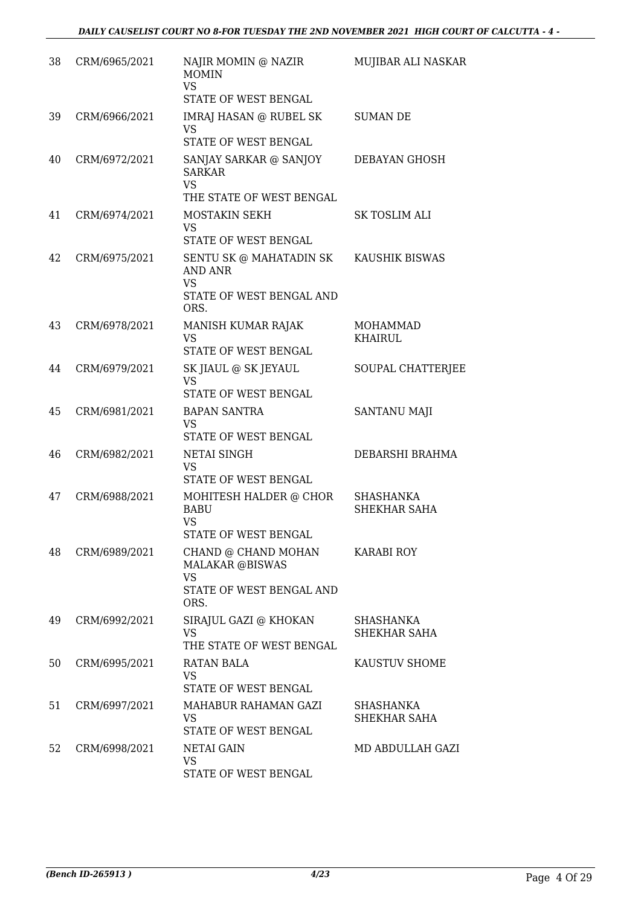| 38 | CRM/6965/2021 | NAJIR MOMIN @ NAZIR MOMIN<br>VS<br>STATE OF WEST BENGAL | MUJIBAR ALI NASKAR |
|---|---|---|---|
| 39 | CRM/6966/2021 | IMRAJ HASAN @ RUBEL SK<br>VS<br>STATE OF WEST BENGAL | SUMAN DE |
| 40 | CRM/6972/2021 | SANJAY SARKAR @ SANJOY SARKAR<br>VS<br>THE STATE OF WEST BENGAL | DEBAYAN GHOSH |
| 41 | CRM/6974/2021 | MOSTAKIN SEKH<br>VS<br>STATE OF WEST BENGAL | SK TOSLIM ALI |
| 42 | CRM/6975/2021 | SENTU SK @ MAHATADIN SK AND ANR<br>VS<br>STATE OF WEST BENGAL AND ORS. | KAUSHIK BISWAS |
| 43 | CRM/6978/2021 | MANISH KUMAR RAJAK<br>VS<br>STATE OF WEST BENGAL | MOHAMMAD KHAIRUL |
| 44 | CRM/6979/2021 | SK JIAUL @ SK JEYAUL<br>VS<br>STATE OF WEST BENGAL | SOUPAL CHATTERJEE |
| 45 | CRM/6981/2021 | BAPAN SANTRA<br>VS<br>STATE OF WEST BENGAL | SANTANU MAJI |
| 46 | CRM/6982/2021 | NETAI SINGH<br>VS<br>STATE OF WEST BENGAL | DEBARSHI BRAHMA |
| 47 | CRM/6988/2021 | MOHITESH HALDER @ CHOR BABU<br>VS<br>STATE OF WEST BENGAL | SHASHANKA SHEKHAR SAHA |
| 48 | CRM/6989/2021 | CHAND @ CHAND MOHAN MALAKAR @BISWAS<br>VS<br>STATE OF WEST BENGAL AND ORS. | KARABI ROY |
| 49 | CRM/6992/2021 | SIRAJUL GAZI @ KHOKAN<br>VS<br>THE STATE OF WEST BENGAL | SHASHANKA SHEKHAR SAHA |
| 50 | CRM/6995/2021 | RATAN BALA<br>VS<br>STATE OF WEST BENGAL | KAUSTUV SHOME |
| 51 | CRM/6997/2021 | MAHABUR RAHAMAN GAZI<br>VS<br>STATE OF WEST BENGAL | SHASHANKA SHEKHAR SAHA |
| 52 | CRM/6998/2021 | NETAI GAIN<br>VS<br>STATE OF WEST BENGAL | MD ABDULLAH GAZI |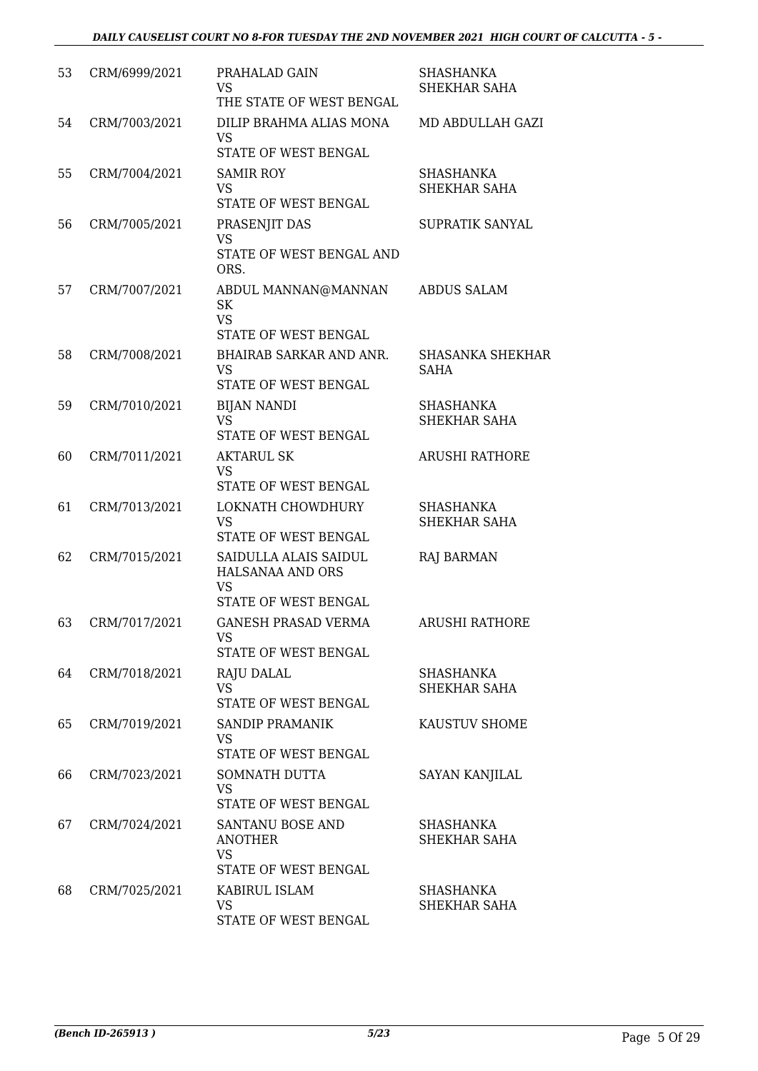| | | | |
|---|---|---|---|
| 53 | CRM/6999/2021 | PRAHALAD GAIN<br>VS<br>THE STATE OF WEST BENGAL | SHASHANKA SHEKHAR SAHA |
| 54 | CRM/7003/2021 | DILIP BRAHMA ALIAS MONA<br>VS<br>STATE OF WEST BENGAL | MD ABDULLAH GAZI |
| 55 | CRM/7004/2021 | SAMIR ROY<br>VS<br>STATE OF WEST BENGAL | SHASHANKA SHEKHAR SAHA |
| 56 | CRM/7005/2021 | PRASENJIT DAS<br>VS<br>STATE OF WEST BENGAL AND ORS. | SUPRATIK SANYAL |
| 57 | CRM/7007/2021 | ABDUL MANNAN@MANNAN SK<br>VS<br>STATE OF WEST BENGAL | ABDUS SALAM |
| 58 | CRM/7008/2021 | BHAIRAB SARKAR AND ANR.<br>VS<br>STATE OF WEST BENGAL | SHASANKA SHEKHAR SAHA |
| 59 | CRM/7010/2021 | BIJAN NANDI<br>VS<br>STATE OF WEST BENGAL | SHASHANKA SHEKHAR SAHA |
| 60 | CRM/7011/2021 | AKTARUL SK<br>VS<br>STATE OF WEST BENGAL | ARUSHI RATHORE |
| 61 | CRM/7013/2021 | LOKNATH CHOWDHURY<br>VS<br>STATE OF WEST BENGAL | SHASHANKA SHEKHAR SAHA |
| 62 | CRM/7015/2021 | SAIDULLA ALAIS SAIDUL HALSANAA AND ORS<br>VS<br>STATE OF WEST BENGAL | RAJ BARMAN |
| 63 | CRM/7017/2021 | GANESH PRASAD VERMA<br>VS<br>STATE OF WEST BENGAL | ARUSHI RATHORE |
| 64 | CRM/7018/2021 | RAJU DALAL<br>VS<br>STATE OF WEST BENGAL | SHASHANKA SHEKHAR SAHA |
| 65 | CRM/7019/2021 | SANDIP PRAMANIK<br>VS<br>STATE OF WEST BENGAL | KAUSTUV SHOME |
| 66 | CRM/7023/2021 | SOMNATH DUTTA<br>VS<br>STATE OF WEST BENGAL | SAYAN KANJILAL |
| 67 | CRM/7024/2021 | SANTANU BOSE AND ANOTHER<br>VS<br>STATE OF WEST BENGAL | SHASHANKA SHEKHAR SAHA |
| 68 | CRM/7025/2021 | KABIRUL ISLAM<br>VS<br>STATE OF WEST BENGAL | SHASHANKA SHEKHAR SAHA |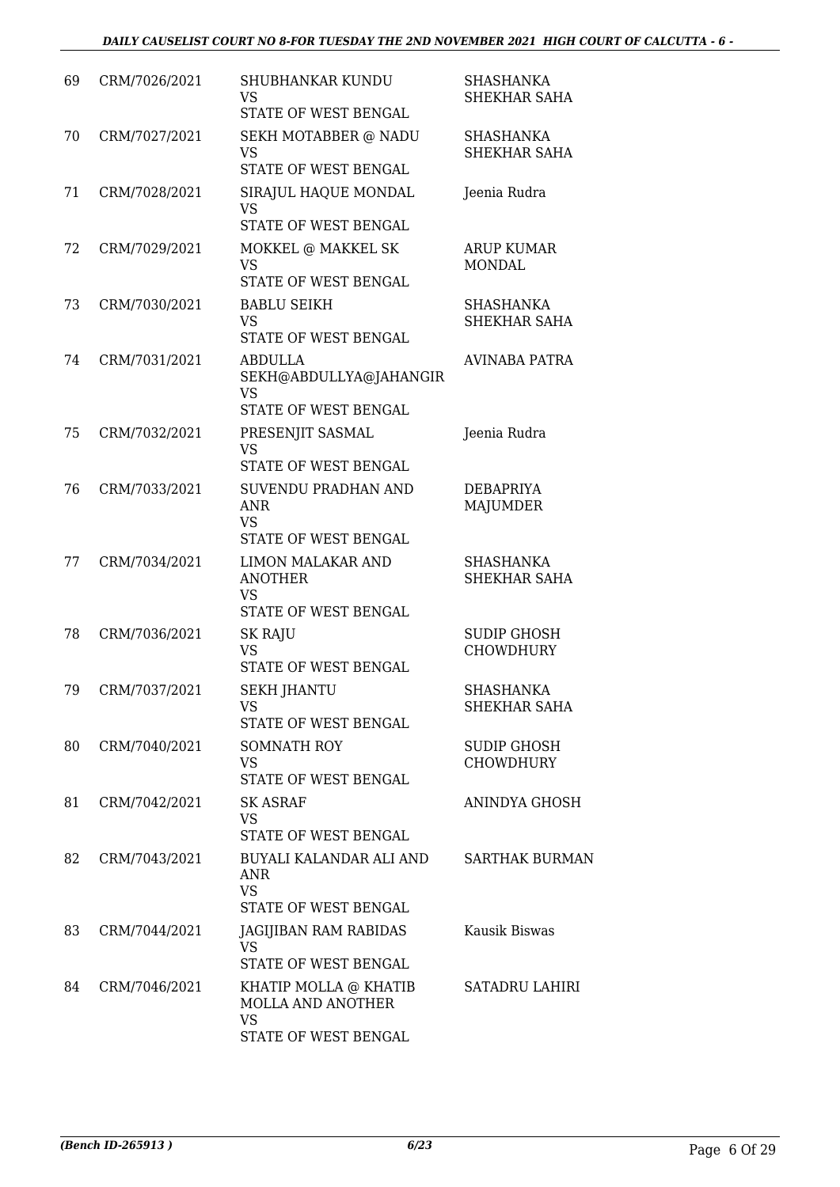| 69 | CRM/7026/2021 | SHUBHANKAR KUNDU<br>VS<br>STATE OF WEST BENGAL | SHASHANKA SHEKHAR SAHA |
|---|---|---|---|
| 70 | CRM/7027/2021 | SEKH MOTABBER @ NADU<br>VS<br>STATE OF WEST BENGAL | SHASHANKA SHEKHAR SAHA |
| 71 | CRM/7028/2021 | SIRAJUL HAQUE MONDAL<br>VS<br>STATE OF WEST BENGAL | Jeenia Rudra |
| 72 | CRM/7029/2021 | MOKKEL @ MAKKEL SK<br>VS<br>STATE OF WEST BENGAL | ARUP KUMAR MONDAL |
| 73 | CRM/7030/2021 | BABLU SEIKH<br>VS<br>STATE OF WEST BENGAL | SHASHANKA SHEKHAR SAHA |
| 74 | CRM/7031/2021 | ABDULLA SEKH@ABDULLYA@JAHANGIR<br>VS<br>STATE OF WEST BENGAL | AVINABA PATRA |
| 75 | CRM/7032/2021 | PRESENJIT SASMAL<br>VS<br>STATE OF WEST BENGAL | Jeenia Rudra |
| 76 | CRM/7033/2021 | SUVENDU PRADHAN AND ANR<br>VS<br>STATE OF WEST BENGAL | DEBAPRIYA MAJUMDER |
| 77 | CRM/7034/2021 | LIMON MALAKAR AND ANOTHER<br>VS<br>STATE OF WEST BENGAL | SHASHANKA SHEKHAR SAHA |
| 78 | CRM/7036/2021 | SK RAJU<br>VS<br>STATE OF WEST BENGAL | SUDIP GHOSH CHOWDHURY |
| 79 | CRM/7037/2021 | SEKH JHANTU<br>VS<br>STATE OF WEST BENGAL | SHASHANKA SHEKHAR SAHA |
| 80 | CRM/7040/2021 | SOMNATH ROY<br>VS<br>STATE OF WEST BENGAL | SUDIP GHOSH CHOWDHURY |
| 81 | CRM/7042/2021 | SK ASRAF<br>VS<br>STATE OF WEST BENGAL | ANINDYA GHOSH |
| 82 | CRM/7043/2021 | BUYALI KALANDAR ALI AND ANR<br>VS<br>STATE OF WEST BENGAL | SARTHAK BURMAN |
| 83 | CRM/7044/2021 | JAGIJIBAN RAM RABIDAS<br>VS<br>STATE OF WEST BENGAL | Kausik Biswas |
| 84 | CRM/7046/2021 | KHATIP MOLLA @ KHATIB MOLLA AND ANOTHER<br>VS<br>STATE OF WEST BENGAL | SATADRU LAHIRI |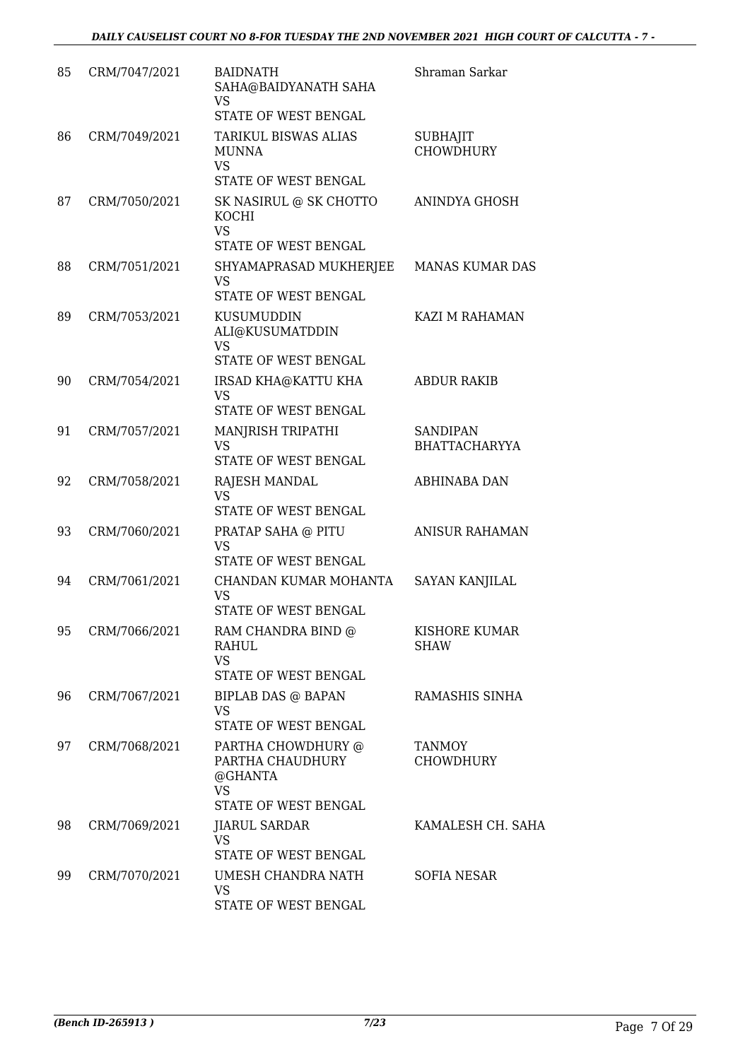| | | | |
|---|---|---|---|
| 85 | CRM/7047/2021 | BAIDNATH SAHA@BAIDYANATH SAHA VS STATE OF WEST BENGAL | Shraman Sarkar |
| 86 | CRM/7049/2021 | TARIKUL BISWAS ALIAS MUNNA VS STATE OF WEST BENGAL | SUBHAJIT CHOWDHURY |
| 87 | CRM/7050/2021 | SK NASIRUL @ SK CHOTTO KOCHI VS STATE OF WEST BENGAL | ANINDYA GHOSH |
| 88 | CRM/7051/2021 | SHYAMAPRASAD MUKHERJEE VS STATE OF WEST BENGAL | MANAS KUMAR DAS |
| 89 | CRM/7053/2021 | KUSUMUDDIN ALI@KUSUMATDDIN VS STATE OF WEST BENGAL | KAZI M RAHAMAN |
| 90 | CRM/7054/2021 | IRSAD KHA@KATTU KHA VS STATE OF WEST BENGAL | ABDUR RAKIB |
| 91 | CRM/7057/2021 | MANJRISH TRIPATHI VS STATE OF WEST BENGAL | SANDIPAN BHATTACHARYYA |
| 92 | CRM/7058/2021 | RAJESH MANDAL VS STATE OF WEST BENGAL | ABHINABA DAN |
| 93 | CRM/7060/2021 | PRATAP SAHA @ PITU VS STATE OF WEST BENGAL | ANISUR RAHAMAN |
| 94 | CRM/7061/2021 | CHANDAN KUMAR MOHANTA VS STATE OF WEST BENGAL | SAYAN KANJILAL |
| 95 | CRM/7066/2021 | RAM CHANDRA BIND @ RAHUL VS STATE OF WEST BENGAL | KISHORE KUMAR SHAW |
| 96 | CRM/7067/2021 | BIPLAB DAS @ BAPAN VS STATE OF WEST BENGAL | RAMASHIS SINHA |
| 97 | CRM/7068/2021 | PARTHA CHOWDHURY @ PARTHA CHAUDHURY @GHANTA VS STATE OF WEST BENGAL | TANMOY CHOWDHURY |
| 98 | CRM/7069/2021 | JIARUL SARDAR VS STATE OF WEST BENGAL | KAMALESH CH. SAHA |
| 99 | CRM/7070/2021 | UMESH CHANDRA NATH VS STATE OF WEST BENGAL | SOFIA NESAR |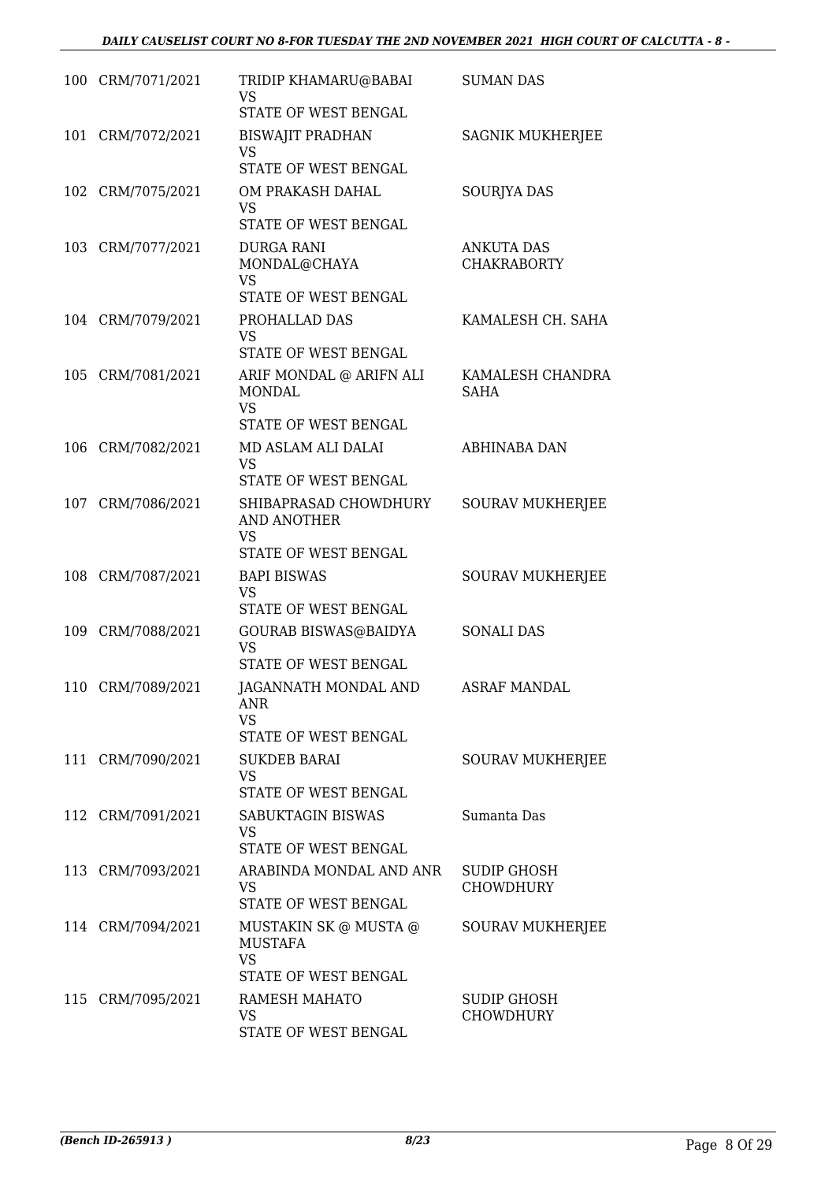| | | | |
|---|---|---|---|
| 100 | CRM/7071/2021 | TRIDIP KHAMARU@BABAI<br>VS<br>STATE OF WEST BENGAL | SUMAN DAS |
| 101 | CRM/7072/2021 | BISWAJIT PRADHAN<br>VS<br>STATE OF WEST BENGAL | SAGNIK MUKHERJEE |
| 102 | CRM/7075/2021 | OM PRAKASH DAHAL<br>VS<br>STATE OF WEST BENGAL | SOURJYA DAS |
| 103 | CRM/7077/2021 | DURGA RANI MONDAL@CHAYA<br>VS<br>STATE OF WEST BENGAL | ANKUTA DAS CHAKRABORTY |
| 104 | CRM/7079/2021 | PROHALLAD DAS<br>VS<br>STATE OF WEST BENGAL | KAMALESH CH. SAHA |
| 105 | CRM/7081/2021 | ARIF MONDAL @ ARIFN ALI MONDAL<br>VS<br>STATE OF WEST BENGAL | KAMALESH CHANDRA SAHA |
| 106 | CRM/7082/2021 | MD ASLAM ALI DALAI<br>VS<br>STATE OF WEST BENGAL | ABHINABA DAN |
| 107 | CRM/7086/2021 | SHIBAPRASAD CHOWDHURY AND ANOTHER<br>VS<br>STATE OF WEST BENGAL | SOURAV MUKHERJEE |
| 108 | CRM/7087/2021 | BAPI BISWAS<br>VS<br>STATE OF WEST BENGAL | SOURAV MUKHERJEE |
| 109 | CRM/7088/2021 | GOURAB BISWAS@BAIDYA<br>VS<br>STATE OF WEST BENGAL | SONALI DAS |
| 110 | CRM/7089/2021 | JAGANNATH MONDAL AND ANR<br>VS<br>STATE OF WEST BENGAL | ASRAF MANDAL |
| 111 | CRM/7090/2021 | SUKDEB BARAI<br>VS<br>STATE OF WEST BENGAL | SOURAV MUKHERJEE |
| 112 | CRM/7091/2021 | SABUKTAGIN BISWAS<br>VS<br>STATE OF WEST BENGAL | Sumanta Das |
| 113 | CRM/7093/2021 | ARABINDA MONDAL AND ANR<br>VS<br>STATE OF WEST BENGAL | SUDIP GHOSH CHOWDHURY |
| 114 | CRM/7094/2021 | MUSTAKIN SK @ MUSTA @ MUSTAFA<br>VS<br>STATE OF WEST BENGAL | SOURAV MUKHERJEE |
| 115 | CRM/7095/2021 | RAMESH MAHATO<br>VS<br>STATE OF WEST BENGAL | SUDIP GHOSH CHOWDHURY |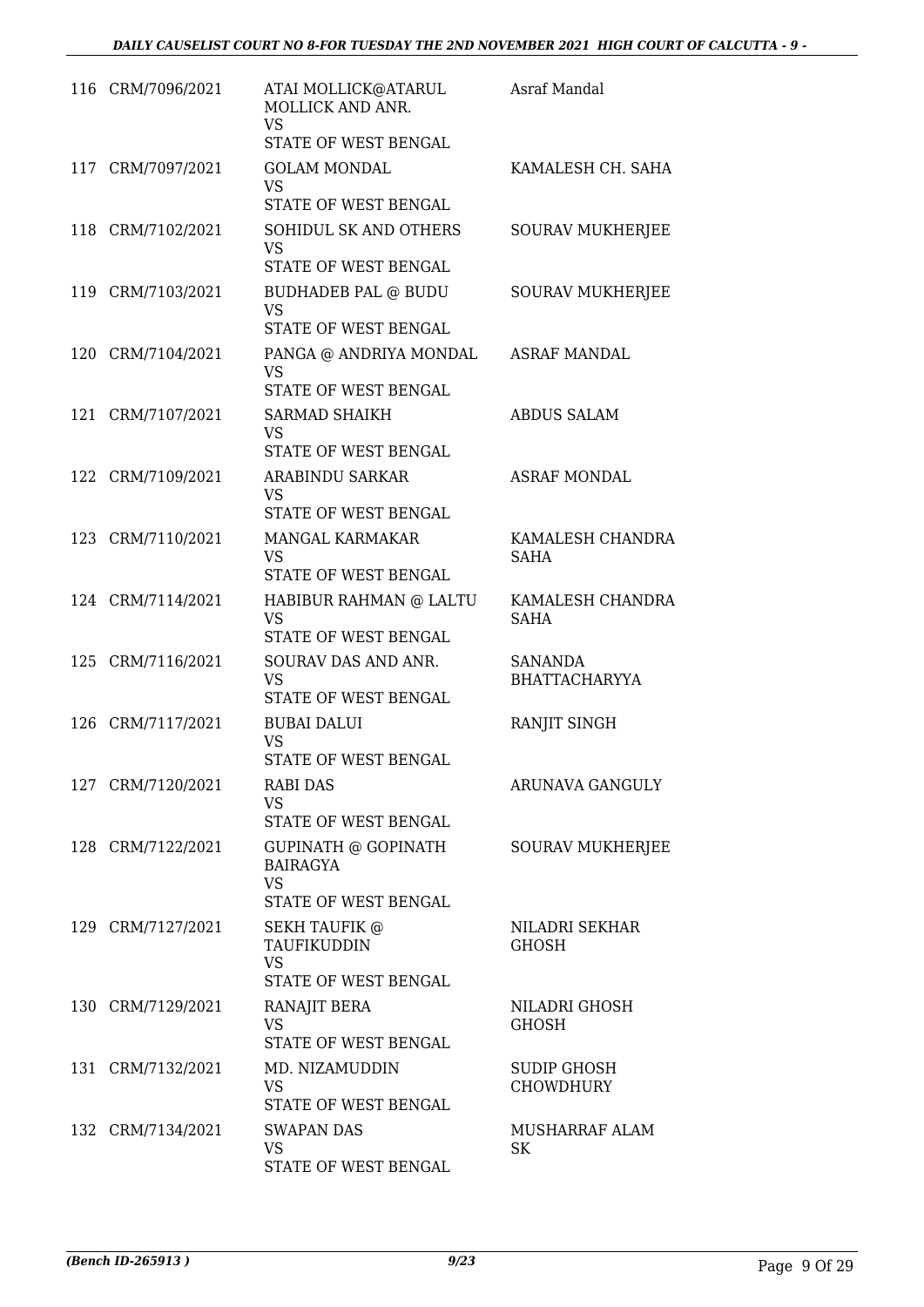| | | | |
|---|---|---|---|
| 116 | CRM/7096/2021 | ATAI MOLLICK@ATARUL MOLLICK AND ANR.<br>VS<br>STATE OF WEST BENGAL | Asraf Mandal |
| 117 | CRM/7097/2021 | GOLAM MONDAL<br>VS<br>STATE OF WEST BENGAL | KAMALESH CH. SAHA |
| 118 | CRM/7102/2021 | SOHIDUL SK AND OTHERS<br>VS<br>STATE OF WEST BENGAL | SOURAV MUKHERJEE |
| 119 | CRM/7103/2021 | BUDHADEB PAL @ BUDU<br>VS<br>STATE OF WEST BENGAL | SOURAV MUKHERJEE |
| 120 | CRM/7104/2021 | PANGA @ ANDRIYA MONDAL<br>VS<br>STATE OF WEST BENGAL | ASRAF MANDAL |
| 121 | CRM/7107/2021 | SARMAD SHAIKH<br>VS<br>STATE OF WEST BENGAL | ABDUS SALAM |
| 122 | CRM/7109/2021 | ARABINDU SARKAR<br>VS<br>STATE OF WEST BENGAL | ASRAF MONDAL |
| 123 | CRM/7110/2021 | MANGAL KARMAKAR<br>VS<br>STATE OF WEST BENGAL | KAMALESH CHANDRA SAHA |
| 124 | CRM/7114/2021 | HABIBUR RAHMAN @ LALTU<br>VS<br>STATE OF WEST BENGAL | KAMALESH CHANDRA SAHA |
| 125 | CRM/7116/2021 | SOURAV DAS AND ANR.<br>VS<br>STATE OF WEST BENGAL | SANANDA BHATTACHARYYA |
| 126 | CRM/7117/2021 | BUBAI DALUI<br>VS<br>STATE OF WEST BENGAL | RANJIT SINGH |
| 127 | CRM/7120/2021 | RABI DAS<br>VS<br>STATE OF WEST BENGAL | ARUNAVA GANGULY |
| 128 | CRM/7122/2021 | GUPINATH @ GOPINATH BAIRAGYA<br>VS<br>STATE OF WEST BENGAL | SOURAV MUKHERJEE |
| 129 | CRM/7127/2021 | SEKH TAUFIK @ TAUFIKUDDIN<br>VS<br>STATE OF WEST BENGAL | NILADRI SEKHAR GHOSH |
| 130 | CRM/7129/2021 | RANAJIT BERA<br>VS<br>STATE OF WEST BENGAL | NILADRI GHOSH GHOSH |
| 131 | CRM/7132/2021 | MD. NIZAMUDDIN<br>VS<br>STATE OF WEST BENGAL | SUDIP GHOSH CHOWDHURY |
| 132 | CRM/7134/2021 | SWAPAN DAS<br>VS<br>STATE OF WEST BENGAL | MUSHARRAF ALAM SK |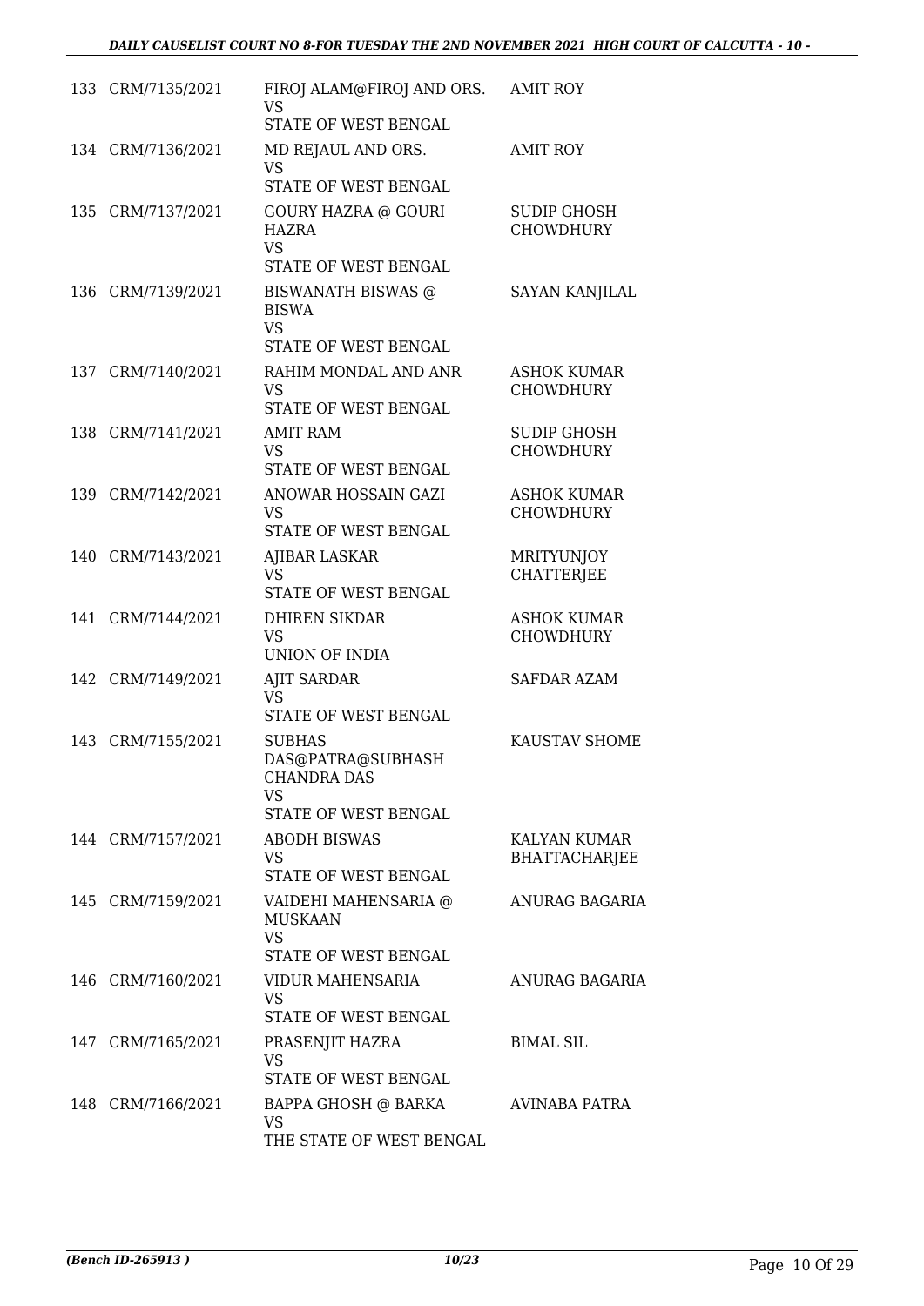| | | | |
|---|---|---|---|
| 133 | CRM/7135/2021 | FIROJ ALAM@FIROJ AND ORS.<br>VS<br>STATE OF WEST BENGAL | AMIT ROY |
| 134 | CRM/7136/2021 | MD REJAUL AND ORS.<br>VS<br>STATE OF WEST BENGAL | AMIT ROY |
| 135 | CRM/7137/2021 | GOURY HAZRA @ GOURI HAZRA<br>VS<br>STATE OF WEST BENGAL | SUDIP GHOSH CHOWDHURY |
| 136 | CRM/7139/2021 | BISWANATH BISWAS @ BISWA<br>VS<br>STATE OF WEST BENGAL | SAYAN KANJILAL |
| 137 | CRM/7140/2021 | RAHIM MONDAL AND ANR<br>VS<br>STATE OF WEST BENGAL | ASHOK KUMAR CHOWDHURY |
| 138 | CRM/7141/2021 | AMIT RAM<br>VS<br>STATE OF WEST BENGAL | SUDIP GHOSH CHOWDHURY |
| 139 | CRM/7142/2021 | ANOWAR HOSSAIN GAZI<br>VS<br>STATE OF WEST BENGAL | ASHOK KUMAR CHOWDHURY |
| 140 | CRM/7143/2021 | AJIBAR LASKAR<br>VS<br>STATE OF WEST BENGAL | MRITYUNJOY CHATTERJEE |
| 141 | CRM/7144/2021 | DHIREN SIKDAR<br>VS<br>UNION OF INDIA | ASHOK KUMAR CHOWDHURY |
| 142 | CRM/7149/2021 | AJIT SARDAR<br>VS<br>STATE OF WEST BENGAL | SAFDAR AZAM |
| 143 | CRM/7155/2021 | SUBHAS DAS@PATRA@SUBHASH CHANDRA DAS<br>VS<br>STATE OF WEST BENGAL | KAUSTAV SHOME |
| 144 | CRM/7157/2021 | ABODH BISWAS<br>VS<br>STATE OF WEST BENGAL | KALYAN KUMAR BHATTACHARJEE |
| 145 | CRM/7159/2021 | VAIDEHI MAHENSARIA @ MUSKAAN<br>VS<br>STATE OF WEST BENGAL | ANURAG BAGARIA |
| 146 | CRM/7160/2021 | VIDUR MAHENSARIA<br>VS<br>STATE OF WEST BENGAL | ANURAG BAGARIA |
| 147 | CRM/7165/2021 | PRASENJIT HAZRA<br>VS<br>STATE OF WEST BENGAL | BIMAL SIL |
| 148 | CRM/7166/2021 | BAPPA GHOSH @ BARKA<br>VS<br>THE STATE OF WEST BENGAL | AVINABA PATRA |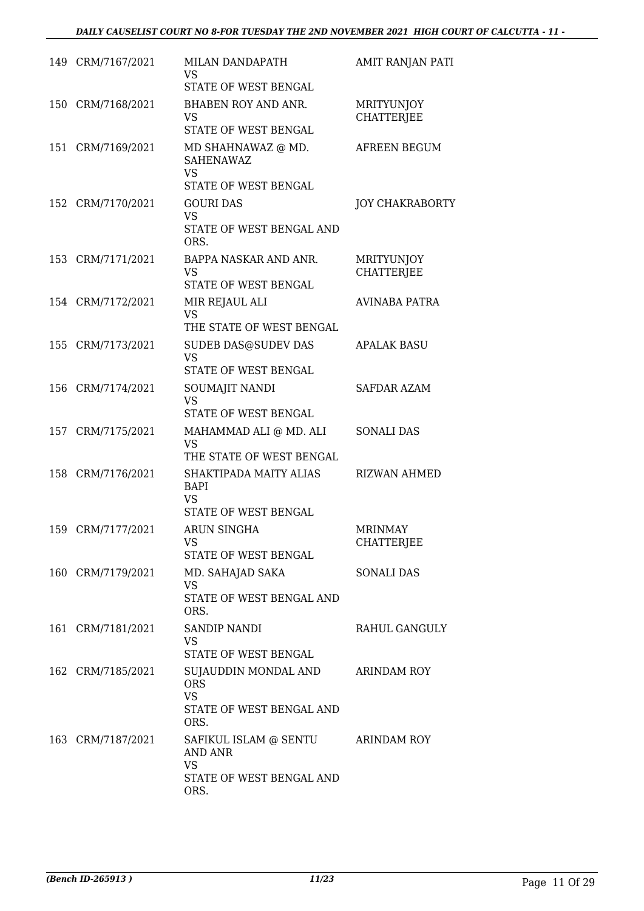| | | | |
|---|---|---|---|
| 149 | CRM/7167/2021 | MILAN DANDAPATH<br>VS<br>STATE OF WEST BENGAL | AMIT RANJAN PATI |
| 150 | CRM/7168/2021 | BHABEN ROY AND ANR.<br>VS<br>STATE OF WEST BENGAL | MRITYUNJOY CHATTERJEE |
| 151 | CRM/7169/2021 | MD SHAHNAWAZ @ MD. SAHENAWAZ<br>VS<br>STATE OF WEST BENGAL | AFREEN BEGUM |
| 152 | CRM/7170/2021 | GOURI DAS<br>VS<br>STATE OF WEST BENGAL AND ORS. | JOY CHAKRABORTY |
| 153 | CRM/7171/2021 | BAPPA NASKAR AND ANR.<br>VS<br>STATE OF WEST BENGAL | MRITYUNJOY CHATTERJEE |
| 154 | CRM/7172/2021 | MIR REJAUL ALI<br>VS<br>THE STATE OF WEST BENGAL | AVINABA PATRA |
| 155 | CRM/7173/2021 | SUDEB DAS@SUDEV DAS<br>VS<br>STATE OF WEST BENGAL | APALAK BASU |
| 156 | CRM/7174/2021 | SOUMAJIT NANDI<br>VS<br>STATE OF WEST BENGAL | SAFDAR AZAM |
| 157 | CRM/7175/2021 | MAHAMMAD ALI @ MD. ALI<br>VS<br>THE STATE OF WEST BENGAL | SONALI DAS |
| 158 | CRM/7176/2021 | SHAKTIPADA MAITY ALIAS BAPI<br>VS<br>STATE OF WEST BENGAL | RIZWAN AHMED |
| 159 | CRM/7177/2021 | ARUN SINGHA<br>VS<br>STATE OF WEST BENGAL | MRINMAY CHATTERJEE |
| 160 | CRM/7179/2021 | MD. SAHAJAD SAKA<br>VS<br>STATE OF WEST BENGAL AND ORS. | SONALI DAS |
| 161 | CRM/7181/2021 | SANDIP NANDI<br>VS<br>STATE OF WEST BENGAL | RAHUL GANGULY |
| 162 | CRM/7185/2021 | SUJAUDDIN MONDAL AND ORS<br>VS<br>STATE OF WEST BENGAL AND ORS. | ARINDAM ROY |
| 163 | CRM/7187/2021 | SAFIKUL ISLAM @ SENTU AND ANR<br>VS<br>STATE OF WEST BENGAL AND ORS. | ARINDAM ROY |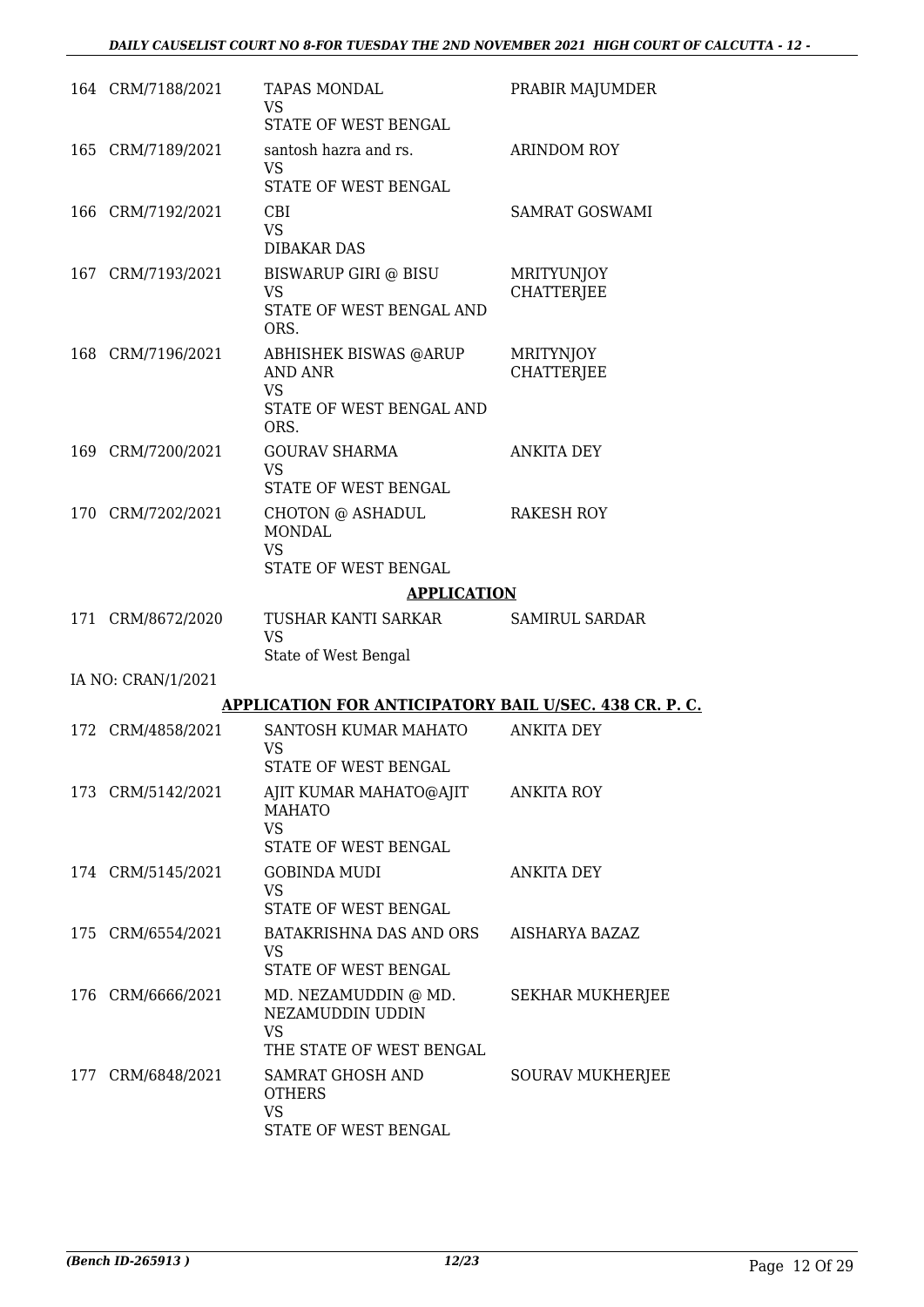| | | | |
|---|---|---|---|
| 164 | CRM/7188/2021 | TAPAS MONDAL<br>VS<br>STATE OF WEST BENGAL | PRABIR MAJUMDER |
| 165 | CRM/7189/2021 | santosh hazra and rs.<br>VS<br>STATE OF WEST BENGAL | ARINDOM ROY |
| 166 | CRM/7192/2021 | CBI<br>VS<br>DIBAKAR DAS | SAMRAT GOSWAMI |
| 167 | CRM/7193/2021 | BISWARUP GIRI @ BISU<br>VS<br>STATE OF WEST BENGAL AND ORS. | MRITYUNJOY CHATTERJEE |
| 168 | CRM/7196/2021 | ABHISHEK BISWAS @ARUP AND ANR<br>VS<br>STATE OF WEST BENGAL AND ORS. | MRITYNJOY CHATTERJEE |
| 169 | CRM/7200/2021 | GOURAV SHARMA<br>VS<br>STATE OF WEST BENGAL | ANKITA DEY |
| 170 | CRM/7202/2021 | CHOTON @ ASHADUL MONDAL<br>VS<br>STATE OF WEST BENGAL | RAKESH ROY |

## APPLICATION

| | | | |
|---|---|---|---|
| 171 | CRM/8672/2020 | TUSHAR KANTI SARKAR<br>VS<br>State of West Bengal | SAMIRUL SARDAR |

IA NO: CRAN/1/2021

## APPLICATION FOR ANTICIPATORY BAIL U/SEC. 438 CR. P. C.

| | | | |
|---|---|---|---|
| 172 | CRM/4858/2021 | SANTOSH KUMAR MAHATO<br>VS<br>STATE OF WEST BENGAL | ANKITA DEY |
| 173 | CRM/5142/2021 | AJIT KUMAR MAHATO@AJIT MAHATO<br>VS<br>STATE OF WEST BENGAL | ANKITA ROY |
| 174 | CRM/5145/2021 | GOBINDA MUDI<br>VS<br>STATE OF WEST BENGAL | ANKITA DEY |
| 175 | CRM/6554/2021 | BATAKRISHNA DAS AND ORS<br>VS<br>STATE OF WEST BENGAL | AISHARYA BAZAZ |
| 176 | CRM/6666/2021 | MD. NEZAMUDDIN @ MD. NEZAMUDDIN UDDIN<br>VS<br>THE STATE OF WEST BENGAL | SEKHAR MUKHERJEE |
| 177 | CRM/6848/2021 | SAMRAT GHOSH AND OTHERS<br>VS<br>STATE OF WEST BENGAL | SOURAV MUKHERJEE |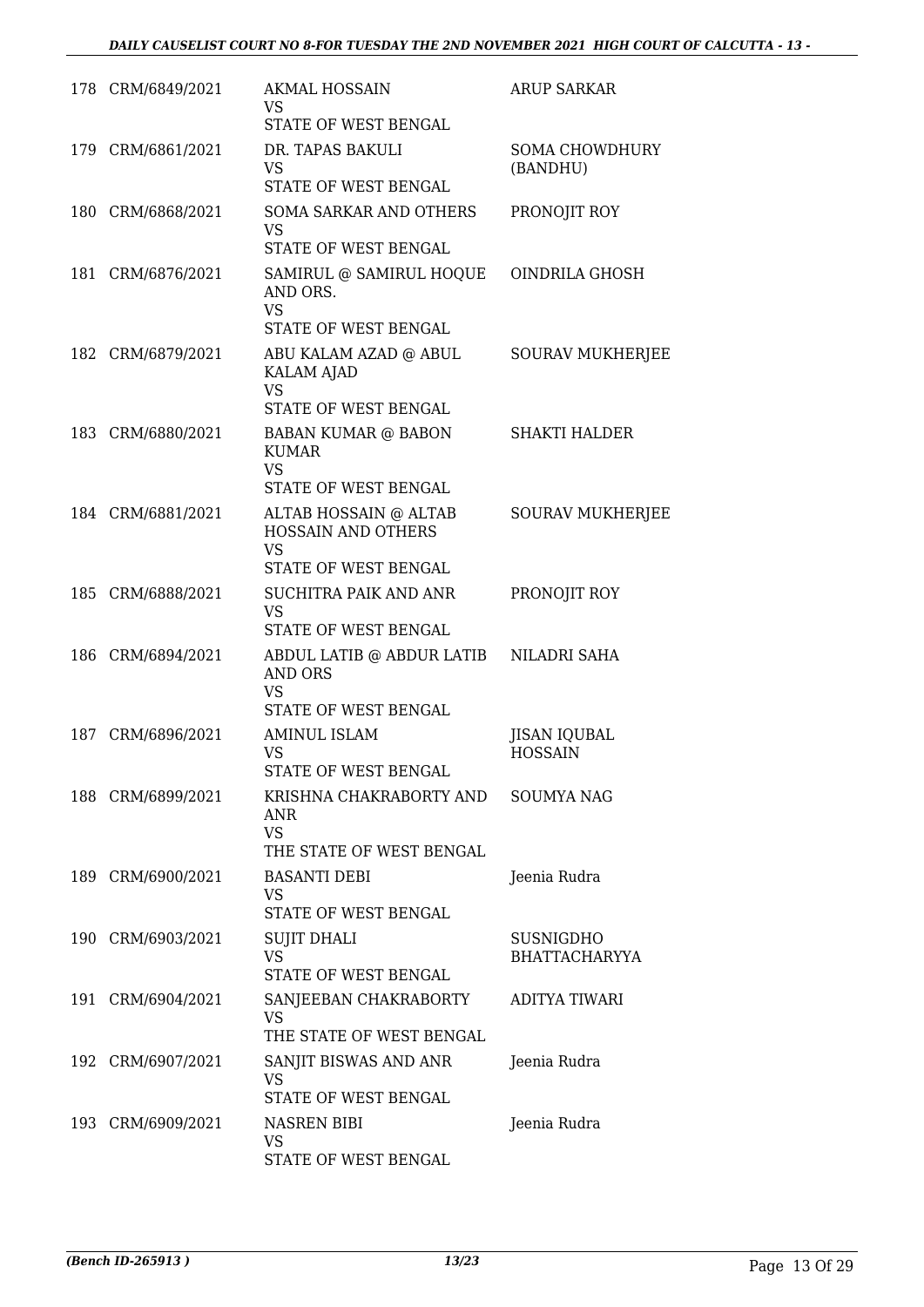| | | | |
|---|---|---|---|
| 178 | CRM/6849/2021 | AKMAL HOSSAIN<br>VS<br>STATE OF WEST BENGAL | ARUP SARKAR |
| 179 | CRM/6861/2021 | DR. TAPAS BAKULI<br>VS<br>STATE OF WEST BENGAL | SOMA CHOWDHURY (BANDHU) |
| 180 | CRM/6868/2021 | SOMA SARKAR AND OTHERS<br>VS<br>STATE OF WEST BENGAL | PRONOJIT ROY |
| 181 | CRM/6876/2021 | SAMIRUL @ SAMIRUL HOQUE AND ORS.<br>VS<br>STATE OF WEST BENGAL | OINDRILA GHOSH |
| 182 | CRM/6879/2021 | ABU KALAM AZAD @ ABUL KALAM AJAD<br>VS<br>STATE OF WEST BENGAL | SOURAV MUKHERJEE |
| 183 | CRM/6880/2021 | BABAN KUMAR @ BABON KUMAR<br>VS<br>STATE OF WEST BENGAL | SHAKTI HALDER |
| 184 | CRM/6881/2021 | ALTAB HOSSAIN @ ALTAB HOSSAIN AND OTHERS<br>VS<br>STATE OF WEST BENGAL | SOURAV MUKHERJEE |
| 185 | CRM/6888/2021 | SUCHITRA PAIK AND ANR<br>VS<br>STATE OF WEST BENGAL | PRONOJIT ROY |
| 186 | CRM/6894/2021 | ABDUL LATIB @ ABDUR LATIB AND ORS<br>VS<br>STATE OF WEST BENGAL | NILADRI SAHA |
| 187 | CRM/6896/2021 | AMINUL ISLAM<br>VS<br>STATE OF WEST BENGAL | JISAN IQUBAL HOSSAIN |
| 188 | CRM/6899/2021 | KRISHNA CHAKRABORTY AND ANR<br>VS<br>THE STATE OF WEST BENGAL | SOUMYA NAG |
| 189 | CRM/6900/2021 | BASANTI DEBI<br>VS<br>STATE OF WEST BENGAL | Jeenia Rudra |
| 190 | CRM/6903/2021 | SUJIT DHALI<br>VS<br>STATE OF WEST BENGAL | SUSNIGDHO BHATTACHARYYA |
| 191 | CRM/6904/2021 | SANJEEBAN CHAKRABORTY<br>VS<br>THE STATE OF WEST BENGAL | ADITYA TIWARI |
| 192 | CRM/6907/2021 | SANJIT BISWAS AND ANR<br>VS<br>STATE OF WEST BENGAL | Jeenia Rudra |
| 193 | CRM/6909/2021 | NASREN BIBI<br>VS<br>STATE OF WEST BENGAL | Jeenia Rudra |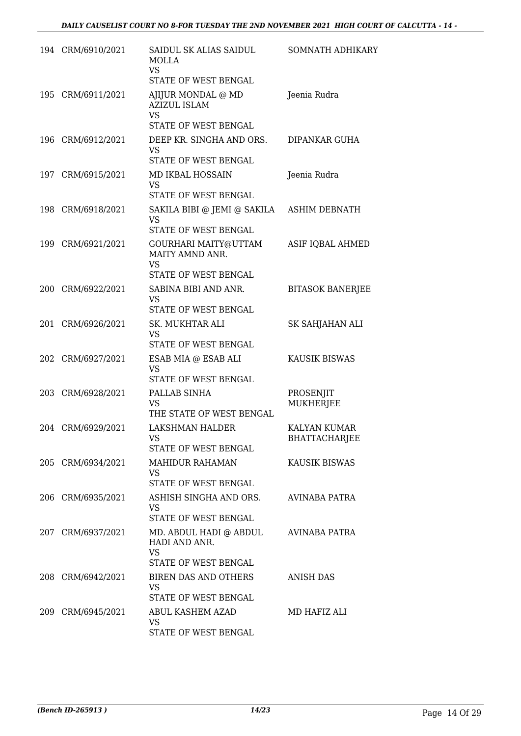| | | | |
|---|---|---|---|
| 194 | CRM/6910/2021 | SAIDUL SK ALIAS SAIDUL MOLLA<br>VS<br>STATE OF WEST BENGAL | SOMNATH ADHIKARY |
| 195 | CRM/6911/2021 | AJIJUR MONDAL @ MD AZIZUL ISLAM<br>VS<br>STATE OF WEST BENGAL | Jeenia Rudra |
| 196 | CRM/6912/2021 | DEEP KR. SINGHA AND ORS.<br>VS<br>STATE OF WEST BENGAL | DIPANKAR GUHA |
| 197 | CRM/6915/2021 | MD IKBAL HOSSAIN<br>VS<br>STATE OF WEST BENGAL | Jeenia Rudra |
| 198 | CRM/6918/2021 | SAKILA BIBI @ JEMI @ SAKILA<br>VS<br>STATE OF WEST BENGAL | ASHIM DEBNATH |
| 199 | CRM/6921/2021 | GOURHARI MAITY@UTTAM MAITY AMND ANR.<br>VS<br>STATE OF WEST BENGAL | ASIF IQBAL AHMED |
| 200 | CRM/6922/2021 | SABINA BIBI AND ANR.<br>VS<br>STATE OF WEST BENGAL | BITASOK BANERJEE |
| 201 | CRM/6926/2021 | SK. MUKHTAR ALI<br>VS<br>STATE OF WEST BENGAL | SK SAHJAHAN ALI |
| 202 | CRM/6927/2021 | ESAB MIA @ ESAB ALI<br>VS<br>STATE OF WEST BENGAL | KAUSIK BISWAS |
| 203 | CRM/6928/2021 | PALLAB SINHA<br>VS<br>THE STATE OF WEST BENGAL | PROSENJIT MUKHERJEE |
| 204 | CRM/6929/2021 | LAKSHMAN HALDER<br>VS<br>STATE OF WEST BENGAL | KALYAN KUMAR BHATTACHARJEE |
| 205 | CRM/6934/2021 | MAHIDUR RAHAMAN<br>VS<br>STATE OF WEST BENGAL | KAUSIK BISWAS |
| 206 | CRM/6935/2021 | ASHISH SINGHA AND ORS.<br>VS<br>STATE OF WEST BENGAL | AVINABA PATRA |
| 207 | CRM/6937/2021 | MD. ABDUL HADI @ ABDUL HADI AND ANR.<br>VS<br>STATE OF WEST BENGAL | AVINABA PATRA |
| 208 | CRM/6942/2021 | BIREN DAS AND OTHERS<br>VS<br>STATE OF WEST BENGAL | ANISH DAS |
| 209 | CRM/6945/2021 | ABUL KASHEM AZAD<br>VS<br>STATE OF WEST BENGAL | MD HAFIZ ALI |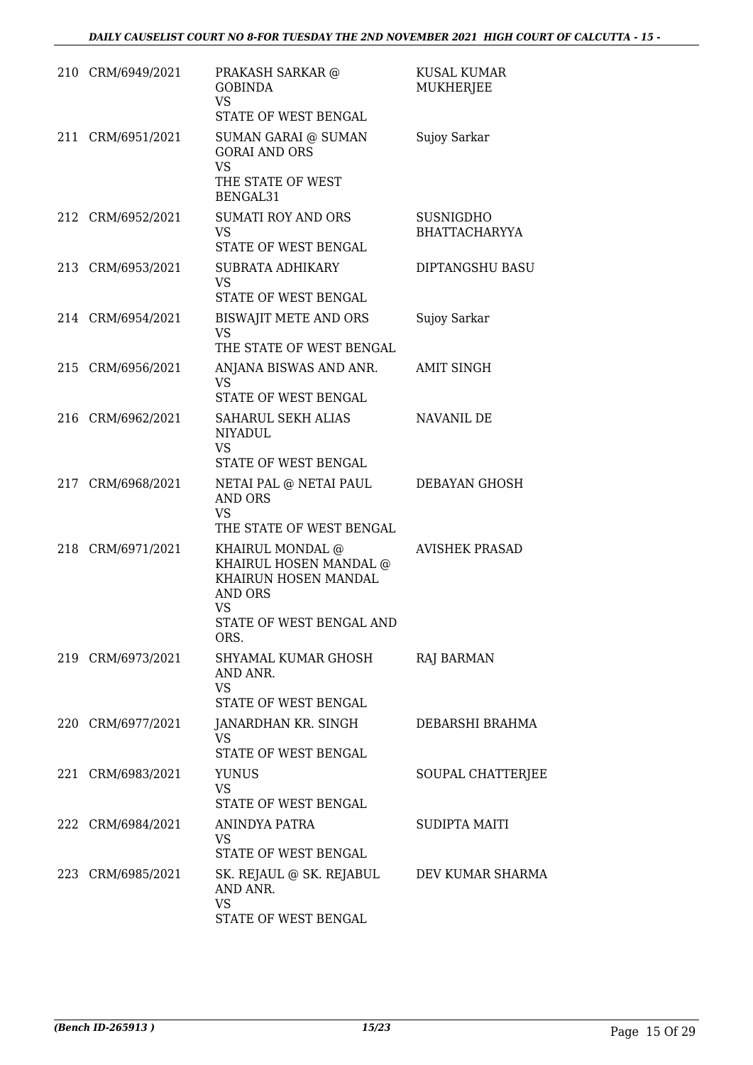| | | | |
|---|---|---|---|
| 210 | CRM/6949/2021 | PRAKASH SARKAR @ GOBINDA<br>VS<br>STATE OF WEST BENGAL | KUSAL KUMAR MUKHERJEE |
| 211 | CRM/6951/2021 | SUMAN GARAI @ SUMAN GORAI AND ORS<br>VS<br>THE STATE OF WEST BENGAL31 | Sujoy Sarkar |
| 212 | CRM/6952/2021 | SUMATI ROY AND ORS<br>VS<br>STATE OF WEST BENGAL | SUSNIGDHO BHATTACHARYYA |
| 213 | CRM/6953/2021 | SUBRATA ADHIKARY<br>VS<br>STATE OF WEST BENGAL | DIPTANGSHU BASU |
| 214 | CRM/6954/2021 | BISWAJIT METE AND ORS<br>VS<br>THE STATE OF WEST BENGAL | Sujoy Sarkar |
| 215 | CRM/6956/2021 | ANJANA BISWAS AND ANR.<br>VS<br>STATE OF WEST BENGAL | AMIT SINGH |
| 216 | CRM/6962/2021 | SAHARUL SEKH ALIAS NIYADUL<br>VS<br>STATE OF WEST BENGAL | NAVANIL DE |
| 217 | CRM/6968/2021 | NETAI PAL @ NETAI PAUL AND ORS<br>VS<br>THE STATE OF WEST BENGAL | DEBAYAN GHOSH |
| 218 | CRM/6971/2021 | KHAIRUL MONDAL @ KHAIRUL HOSEN MANDAL @ KHAIRUN HOSEN MANDAL AND ORS<br>VS<br>STATE OF WEST BENGAL AND ORS. | AVISHEK PRASAD |
| 219 | CRM/6973/2021 | SHYAMAL KUMAR GHOSH AND ANR.<br>VS<br>STATE OF WEST BENGAL | RAJ BARMAN |
| 220 | CRM/6977/2021 | JANARDHAN KR. SINGH<br>VS<br>STATE OF WEST BENGAL | DEBARSHI BRAHMA |
| 221 | CRM/6983/2021 | YUNUS<br>VS<br>STATE OF WEST BENGAL | SOUPAL CHATTERJEE |
| 222 | CRM/6984/2021 | ANINDYA PATRA<br>VS<br>STATE OF WEST BENGAL | SUDIPTA MAITI |
| 223 | CRM/6985/2021 | SK. REJAUL @ SK. REJABUL AND ANR.<br>VS<br>STATE OF WEST BENGAL | DEV KUMAR SHARMA |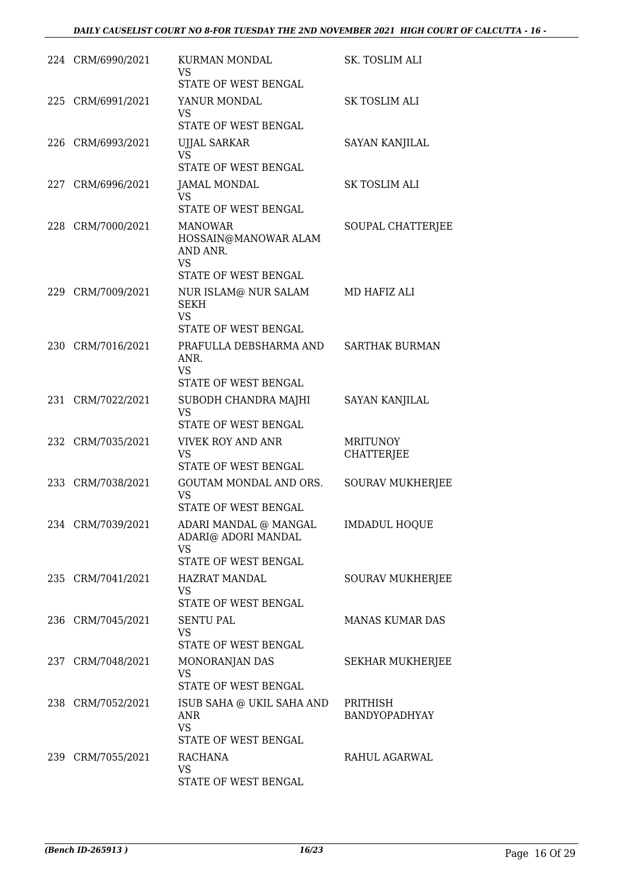| | | | |
|---|---|---|---|
| 224 | CRM/6990/2021 | KURMAN MONDAL<br>VS<br>STATE OF WEST BENGAL | SK. TOSLIM ALI |
| 225 | CRM/6991/2021 | YANUR MONDAL<br>VS<br>STATE OF WEST BENGAL | SK TOSLIM ALI |
| 226 | CRM/6993/2021 | UJJAL SARKAR<br>VS<br>STATE OF WEST BENGAL | SAYAN KANJILAL |
| 227 | CRM/6996/2021 | JAMAL MONDAL<br>VS<br>STATE OF WEST BENGAL | SK TOSLIM ALI |
| 228 | CRM/7000/2021 | MANOWAR HOSSAIN@MANOWAR ALAM AND ANR.<br>VS<br>STATE OF WEST BENGAL | SOUPAL CHATTERJEE |
| 229 | CRM/7009/2021 | NUR ISLAM@ NUR SALAM SEKH<br>VS<br>STATE OF WEST BENGAL | MD HAFIZ ALI |
| 230 | CRM/7016/2021 | PRAFULLA DEBSHARMA AND ANR.<br>VS<br>STATE OF WEST BENGAL | SARTHAK BURMAN |
| 231 | CRM/7022/2021 | SUBODH CHANDRA MAJHI<br>VS<br>STATE OF WEST BENGAL | SAYAN KANJILAL |
| 232 | CRM/7035/2021 | VIVEK ROY AND ANR<br>VS<br>STATE OF WEST BENGAL | MRITUNOY CHATTERJEE |
| 233 | CRM/7038/2021 | GOUTAM MONDAL AND ORS.<br>VS<br>STATE OF WEST BENGAL | SOURAV MUKHERJEE |
| 234 | CRM/7039/2021 | ADARI MANDAL @ MANGAL ADARI@ ADORI MANDAL<br>VS<br>STATE OF WEST BENGAL | IMDADUL HOQUE |
| 235 | CRM/7041/2021 | HAZRAT MANDAL<br>VS<br>STATE OF WEST BENGAL | SOURAV MUKHERJEE |
| 236 | CRM/7045/2021 | SENTU PAL<br>VS<br>STATE OF WEST BENGAL | MANAS KUMAR DAS |
| 237 | CRM/7048/2021 | MONORANJAN DAS<br>VS<br>STATE OF WEST BENGAL | SEKHAR MUKHERJEE |
| 238 | CRM/7052/2021 | ISUB SAHA @ UKIL SAHA AND ANR<br>VS<br>STATE OF WEST BENGAL | PRITHISH BANDYOPADHYAY |
| 239 | CRM/7055/2021 | RACHANA<br>VS<br>STATE OF WEST BENGAL | RAHUL AGARWAL |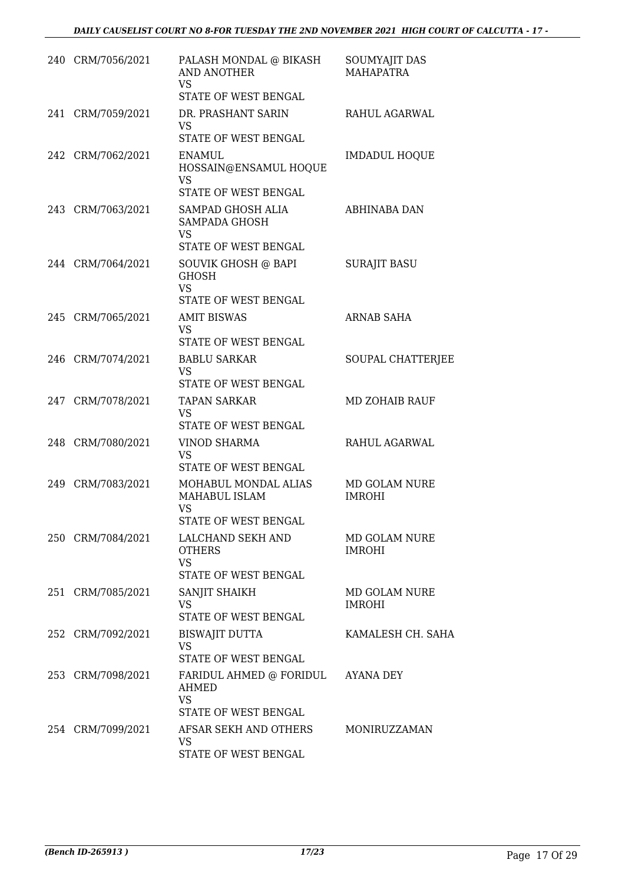| | | | |
|---|---|---|---|
| 240 | CRM/7056/2021 | PALASH MONDAL @ BIKASH AND ANOTHER<br>VS<br>STATE OF WEST BENGAL | SOUMYAJIT DAS MAHAPATRA |
| 241 | CRM/7059/2021 | DR. PRASHANT SARIN<br>VS<br>STATE OF WEST BENGAL | RAHUL AGARWAL |
| 242 | CRM/7062/2021 | ENAMUL HOSSAIN@ENSAMUL HOQUE<br>VS<br>STATE OF WEST BENGAL | IMDADUL HOQUE |
| 243 | CRM/7063/2021 | SAMPAD GHOSH ALIA SAMPADA GHOSH<br>VS<br>STATE OF WEST BENGAL | ABHINABA DAN |
| 244 | CRM/7064/2021 | SOUVIK GHOSH @ BAPI GHOSH<br>VS<br>STATE OF WEST BENGAL | SURAJIT BASU |
| 245 | CRM/7065/2021 | AMIT BISWAS<br>VS<br>STATE OF WEST BENGAL | ARNAB SAHA |
| 246 | CRM/7074/2021 | BABLU SARKAR<br>VS<br>STATE OF WEST BENGAL | SOUPAL CHATTERJEE |
| 247 | CRM/7078/2021 | TAPAN SARKAR<br>VS<br>STATE OF WEST BENGAL | MD ZOHAIB RAUF |
| 248 | CRM/7080/2021 | VINOD SHARMA<br>VS<br>STATE OF WEST BENGAL | RAHUL AGARWAL |
| 249 | CRM/7083/2021 | MOHABUL MONDAL ALIAS MAHABUL ISLAM<br>VS<br>STATE OF WEST BENGAL | MD GOLAM NURE IMROHI |
| 250 | CRM/7084/2021 | LALCHAND SEKH AND OTHERS<br>VS<br>STATE OF WEST BENGAL | MD GOLAM NURE IMROHI |
| 251 | CRM/7085/2021 | SANJIT SHAIKH<br>VS<br>STATE OF WEST BENGAL | MD GOLAM NURE IMROHI |
| 252 | CRM/7092/2021 | BISWAJIT DUTTA<br>VS<br>STATE OF WEST BENGAL | KAMALESH CH. SAHA |
| 253 | CRM/7098/2021 | FARIDUL AHMED @ FORIDUL AHMED<br>VS<br>STATE OF WEST BENGAL | AYANA DEY |
| 254 | CRM/7099/2021 | AFSAR SEKH AND OTHERS<br>VS<br>STATE OF WEST BENGAL | MONIRUZZAMAN |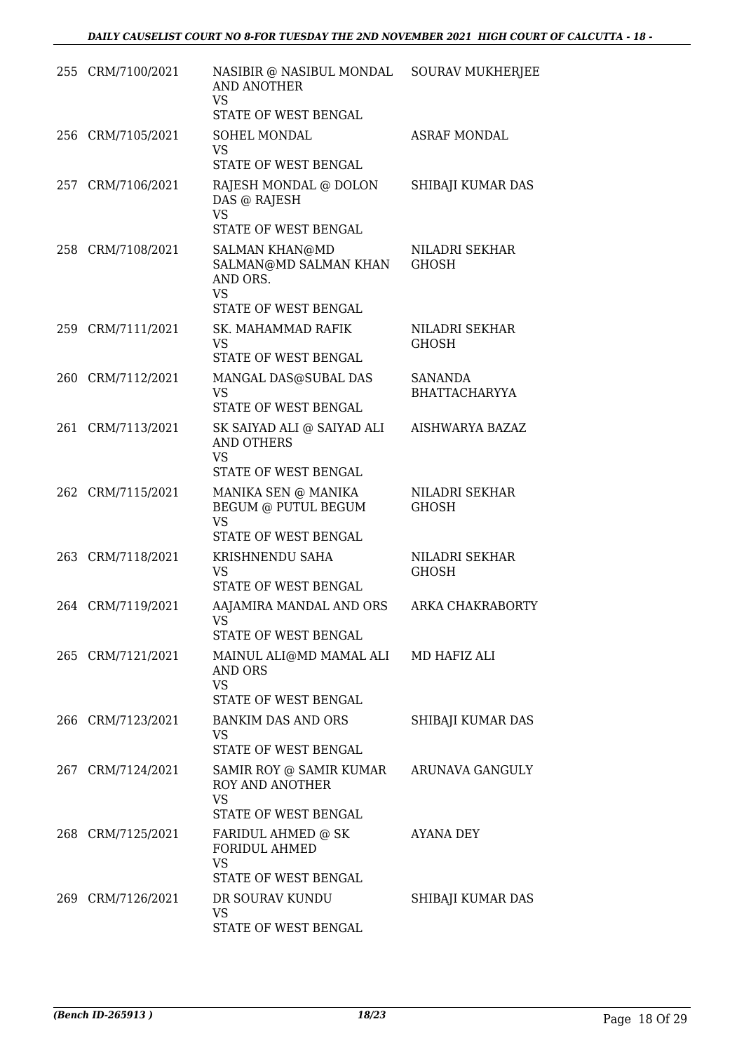| | | | |
|---|---|---|---|
| 255 | CRM/7100/2021 | NASIBIR @ NASIBUL MONDAL AND ANOTHER<br>VS<br>STATE OF WEST BENGAL | SOURAV MUKHERJEE |
| 256 | CRM/7105/2021 | SOHEL MONDAL<br>VS<br>STATE OF WEST BENGAL | ASRAF MONDAL |
| 257 | CRM/7106/2021 | RAJESH MONDAL @ DOLON DAS @ RAJESH<br>VS<br>STATE OF WEST BENGAL | SHIBAJI KUMAR DAS |
| 258 | CRM/7108/2021 | SALMAN KHAN@MD SALMAN@MD SALMAN KHAN AND ORS.<br>VS<br>STATE OF WEST BENGAL | NILADRI SEKHAR GHOSH |
| 259 | CRM/7111/2021 | SK. MAHAMMAD RAFIK<br>VS<br>STATE OF WEST BENGAL | NILADRI SEKHAR GHOSH |
| 260 | CRM/7112/2021 | MANGAL DAS@SUBAL DAS<br>VS<br>STATE OF WEST BENGAL | SANANDA BHATTACHARYYA |
| 261 | CRM/7113/2021 | SK SAIYAD ALI @ SAIYAD ALI AND OTHERS<br>VS<br>STATE OF WEST BENGAL | AISHWARYA BAZAZ |
| 262 | CRM/7115/2021 | MANIKA SEN @ MANIKA BEGUM @ PUTUL BEGUM<br>VS<br>STATE OF WEST BENGAL | NILADRI SEKHAR GHOSH |
| 263 | CRM/7118/2021 | KRISHNENDU SAHA<br>VS<br>STATE OF WEST BENGAL | NILADRI SEKHAR GHOSH |
| 264 | CRM/7119/2021 | AAJAMIRA MANDAL AND ORS<br>VS<br>STATE OF WEST BENGAL | ARKA CHAKRABORTY |
| 265 | CRM/7121/2021 | MAINUL ALI@MD MAMAL ALI AND ORS<br>VS<br>STATE OF WEST BENGAL | MD HAFIZ ALI |
| 266 | CRM/7123/2021 | BANKIM DAS AND ORS<br>VS<br>STATE OF WEST BENGAL | SHIBAJI KUMAR DAS |
| 267 | CRM/7124/2021 | SAMIR ROY @ SAMIR KUMAR ROY AND ANOTHER<br>VS<br>STATE OF WEST BENGAL | ARUNAVA GANGULY |
| 268 | CRM/7125/2021 | FARIDUL AHMED @ SK FORIDUL AHMED<br>VS<br>STATE OF WEST BENGAL | AYANA DEY |
| 269 | CRM/7126/2021 | DR SOURAV KUNDU<br>VS<br>STATE OF WEST BENGAL | SHIBAJI KUMAR DAS |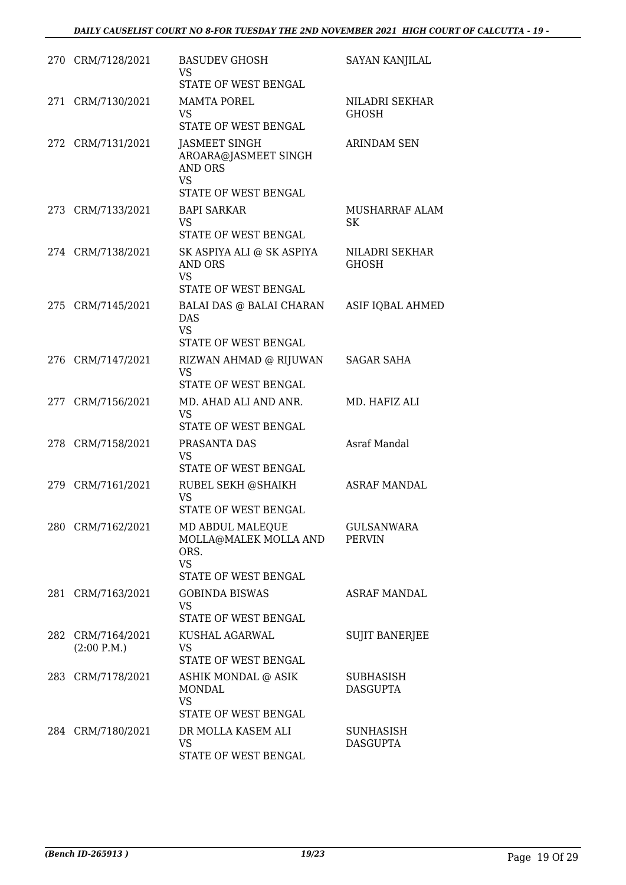| | | | |
|---|---|---|---|
| 270 | CRM/7128/2021 | BASUDEV GHOSH<br>VS<br>STATE OF WEST BENGAL | SAYAN KANJILAL |
| 271 | CRM/7130/2021 | MAMTA POREL<br>VS<br>STATE OF WEST BENGAL | NILADRI SEKHAR GHOSH |
| 272 | CRM/7131/2021 | JASMEET SINGH AROARA@JASMEET SINGH AND ORS<br>VS<br>STATE OF WEST BENGAL | ARINDAM SEN |
| 273 | CRM/7133/2021 | BAPI SARKAR<br>VS<br>STATE OF WEST BENGAL | MUSHARRAF ALAM SK |
| 274 | CRM/7138/2021 | SK ASPIYA ALI @ SK ASPIYA AND ORS<br>VS<br>STATE OF WEST BENGAL | NILADRI SEKHAR GHOSH |
| 275 | CRM/7145/2021 | BALAI DAS @ BALAI CHARAN DAS<br>VS<br>STATE OF WEST BENGAL | ASIF IQBAL AHMED |
| 276 | CRM/7147/2021 | RIZWAN AHMAD @ RIJUWAN<br>VS<br>STATE OF WEST BENGAL | SAGAR SAHA |
| 277 | CRM/7156/2021 | MD. AHAD ALI AND ANR.<br>VS<br>STATE OF WEST BENGAL | MD. HAFIZ ALI |
| 278 | CRM/7158/2021 | PRASANTA DAS<br>VS<br>STATE OF WEST BENGAL | Asraf Mandal |
| 279 | CRM/7161/2021 | RUBEL SEKH @SHAIKH<br>VS<br>STATE OF WEST BENGAL | ASRAF MANDAL |
| 280 | CRM/7162/2021 | MD ABDUL MALEQUE MOLLA@MALEK MOLLA AND ORS.<br>VS<br>STATE OF WEST BENGAL | GULSANWARA PERVIN |
| 281 | CRM/7163/2021 | GOBINDA BISWAS<br>VS<br>STATE OF WEST BENGAL | ASRAF MANDAL |
| 282 | CRM/7164/2021<br>(2:00 P.M.) | KUSHAL AGARWAL<br>VS<br>STATE OF WEST BENGAL | SUJIT BANERJEE |
| 283 | CRM/7178/2021 | ASHIK MONDAL @ ASIK MONDAL<br>VS<br>STATE OF WEST BENGAL | SUBHASISH DASGUPTA |
| 284 | CRM/7180/2021 | DR MOLLA KASEM ALI<br>VS<br>STATE OF WEST BENGAL | SUNHASISH DASGUPTA |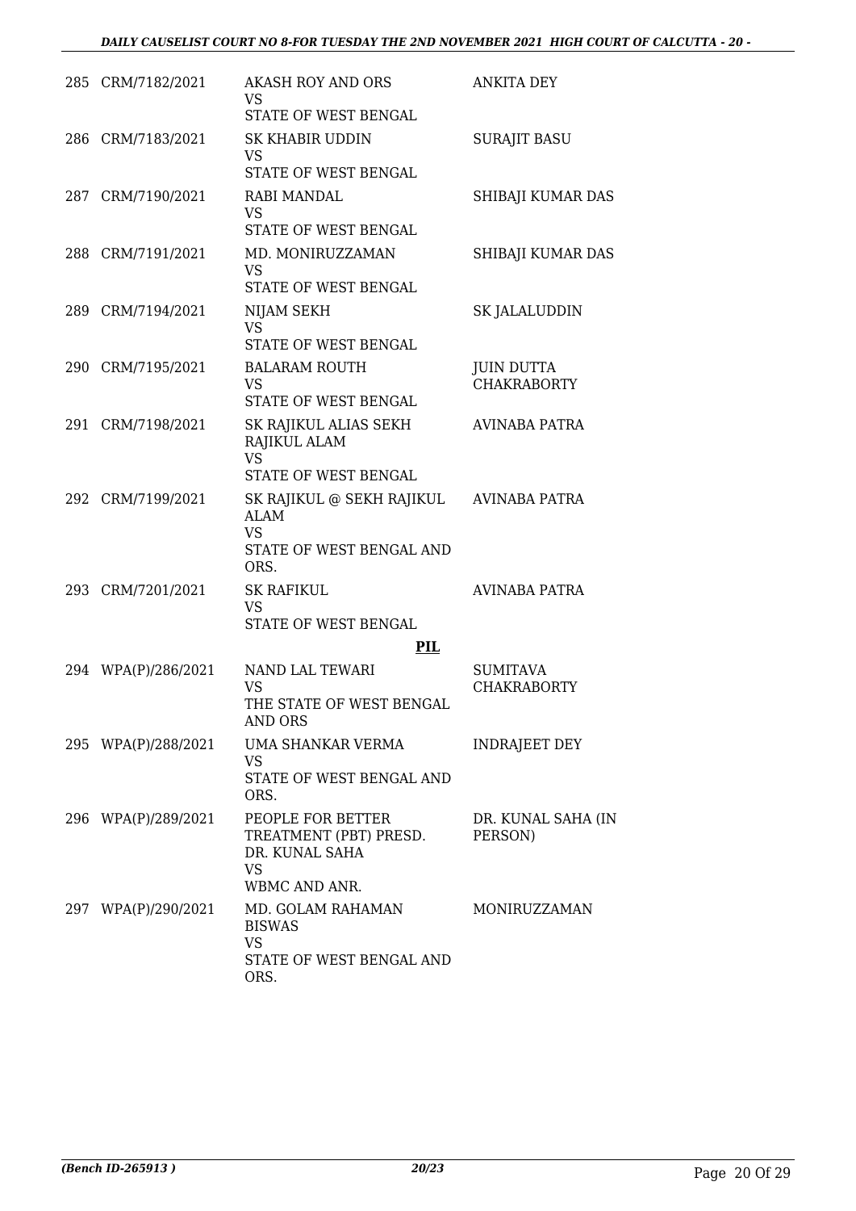| | | | |
|---|---|---|---|
| 285 | CRM/7182/2021 | AKASH ROY AND ORS<br>VS<br>STATE OF WEST BENGAL | ANKITA DEY |
| 286 | CRM/7183/2021 | SK KHABIR UDDIN<br>VS<br>STATE OF WEST BENGAL | SURAJIT BASU |
| 287 | CRM/7190/2021 | RABI MANDAL<br>VS<br>STATE OF WEST BENGAL | SHIBAJI KUMAR DAS |
| 288 | CRM/7191/2021 | MD. MONIRUZZAMAN<br>VS<br>STATE OF WEST BENGAL | SHIBAJI KUMAR DAS |
| 289 | CRM/7194/2021 | NIJAM SEKH<br>VS<br>STATE OF WEST BENGAL | SK JALALUDDIN |
| 290 | CRM/7195/2021 | BALARAM ROUTH<br>VS<br>STATE OF WEST BENGAL | JUIN DUTTA CHAKRABORTY |
| 291 | CRM/7198/2021 | SK RAJIKUL ALIAS SEKH RAJIKUL ALAM<br>VS<br>STATE OF WEST BENGAL | AVINABA PATRA |
| 292 | CRM/7199/2021 | SK RAJIKUL @ SEKH RAJIKUL ALAM<br>VS<br>STATE OF WEST BENGAL AND ORS. | AVINABA PATRA |
| 293 | CRM/7201/2021 | SK RAFIKUL<br>VS<br>STATE OF WEST BENGAL | AVINABA PATRA |
| | | **PIL** | |
| 294 | WPA(P)/286/2021 | NAND LAL TEWARI<br>VS<br>THE STATE OF WEST BENGAL AND ORS | SUMITAVA CHAKRABORTY |
| 295 | WPA(P)/288/2021 | UMA SHANKAR VERMA<br>VS<br>STATE OF WEST BENGAL AND ORS. | INDRAJEET DEY |
| 296 | WPA(P)/289/2021 | PEOPLE FOR BETTER TREATMENT (PBT) PRESD. DR. KUNAL SAHA<br>VS<br>WBMC AND ANR. | DR. KUNAL SAHA (IN PERSON) |
| 297 | WPA(P)/290/2021 | MD. GOLAM RAHAMAN BISWAS<br>VS<br>STATE OF WEST BENGAL AND ORS. | MONIRUZZAMAN |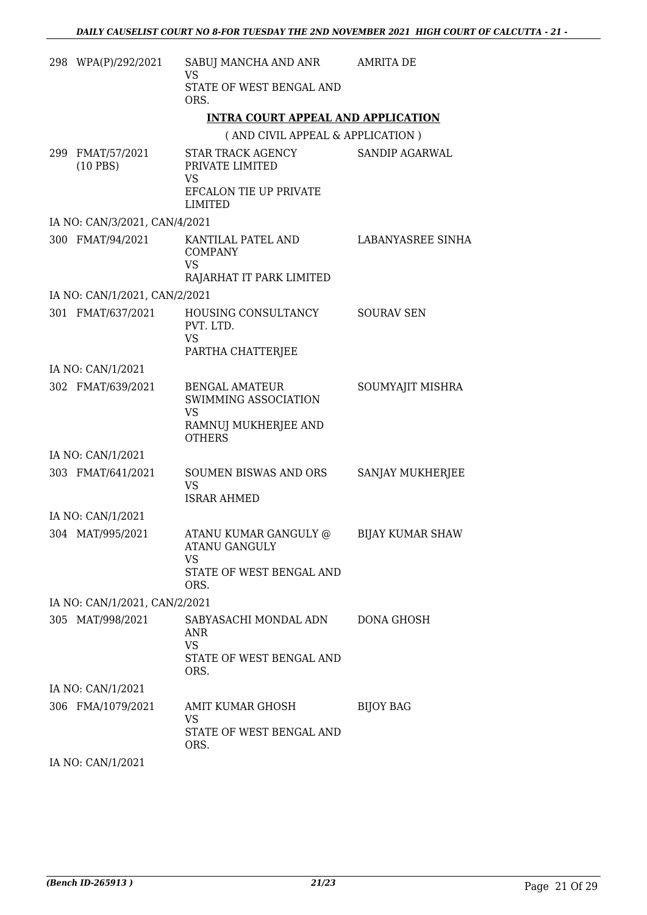| | | | |
|---|---|---|---|
| 298 | WPA(P)/292/2021 | SABUJ MANCHA AND ANR<br>VS<br>STATE OF WEST BENGAL AND ORS. | AMRITA DE |

## INTRA COURT APPEAL AND APPLICATION

( AND CIVIL APPEAL & APPLICATION )

| | | | |
|---|---|---|---|
| 299 | FMAT/57/2021<br>(10 PBS) | STAR TRACK AGENCY PRIVATE LIMITED<br>VS<br>EFCALON TIE UP PRIVATE LIMITED | SANDIP AGARWAL |
| | IA NO: CAN/3/2021, CAN/4/2021 | | |
| 300 | FMAT/94/2021 | KANTILAL PATEL AND COMPANY<br>VS<br>RAJARHAT IT PARK LIMITED | LABANYASREE SINHA |
| | IA NO: CAN/1/2021, CAN/2/2021 | | |
| 301 | FMAT/637/2021 | HOUSING CONSULTANCY PVT. LTD.<br>VS<br>PARTHA CHATTERJEE | SOURAV SEN |
| | IA NO: CAN/1/2021 | | |
| 302 | FMAT/639/2021 | BENGAL AMATEUR SWIMMING ASSOCIATION<br>VS<br>RAMNUJ MUKHERJEE AND OTHERS | SOUMYAJIT MISHRA |
| | IA NO: CAN/1/2021 | | |
| 303 | FMAT/641/2021 | SOUMEN BISWAS AND ORS<br>VS<br>ISRAR AHMED | SANJAY MUKHERJEE |
| | IA NO: CAN/1/2021 | | |
| 304 | MAT/995/2021 | ATANU KUMAR GANGULY @ ATANU GANGULY<br>VS<br>STATE OF WEST BENGAL AND ORS. | BIJAY KUMAR SHAW |
| | IA NO: CAN/1/2021, CAN/2/2021 | | |
| 305 | MAT/998/2021 | SABYASACHI MONDAL ADN ANR<br>VS<br>STATE OF WEST BENGAL AND ORS. | DONA GHOSH |
| | IA NO: CAN/1/2021 | | |
| 306 | FMA/1079/2021 | AMIT KUMAR GHOSH<br>VS<br>STATE OF WEST BENGAL AND ORS. | BIJOY BAG |
| | IA NO: CAN/1/2021 | | |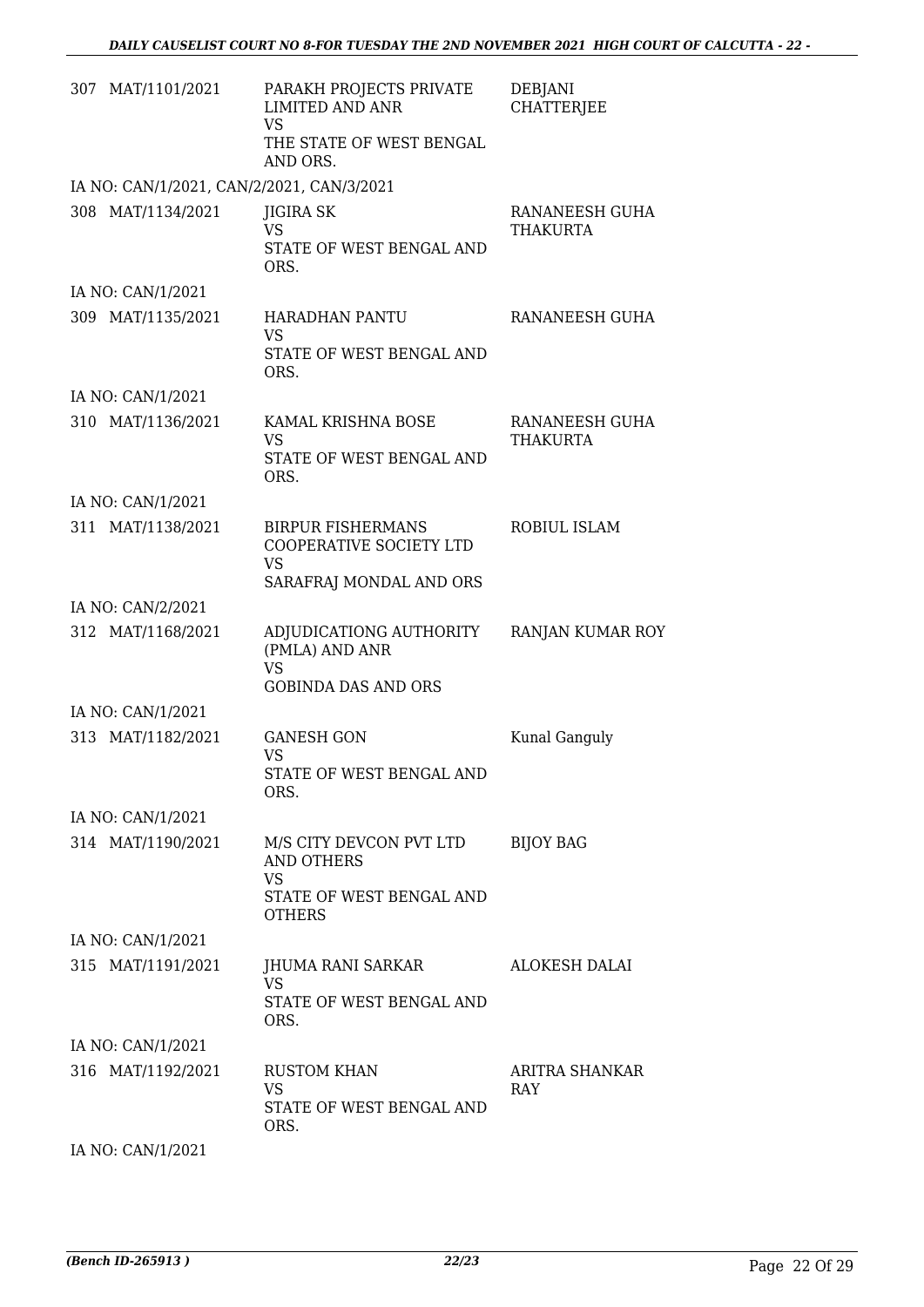| | | | |
|---|---|---|---|
| 307 | MAT/1101/2021 | PARAKH PROJECTS PRIVATE LIMITED AND ANR<br>VS<br>THE STATE OF WEST BENGAL AND ORS. | DEBJANI CHATTERJEE |
| | IA NO: CAN/1/2021, CAN/2/2021, CAN/3/2021 | | |
| 308 | MAT/1134/2021 | JIGIRA SK<br>VS<br>STATE OF WEST BENGAL AND ORS. | RANANEESH GUHA THAKURTA |
| | IA NO: CAN/1/2021 | | |
| 309 | MAT/1135/2021 | HARADHAN PANTU<br>VS<br>STATE OF WEST BENGAL AND ORS. | RANANEESH GUHA |
| | IA NO: CAN/1/2021 | | |
| 310 | MAT/1136/2021 | KAMAL KRISHNA BOSE<br>VS<br>STATE OF WEST BENGAL AND ORS. | RANANEESH GUHA THAKURTA |
| | IA NO: CAN/1/2021 | | |
| 311 | MAT/1138/2021 | BIRPUR FISHERMANS COOPERATIVE SOCIETY LTD<br>VS<br>SARAFRAJ MONDAL AND ORS | ROBIUL ISLAM |
| | IA NO: CAN/2/2021 | | |
| 312 | MAT/1168/2021 | ADJUDICATIONG AUTHORITY (PMLA) AND ANR<br>VS<br>GOBINDA DAS AND ORS | RANJAN KUMAR ROY |
| | IA NO: CAN/1/2021 | | |
| 313 | MAT/1182/2021 | GANESH GON<br>VS<br>STATE OF WEST BENGAL AND ORS. | Kunal Ganguly |
| | IA NO: CAN/1/2021 | | |
| 314 | MAT/1190/2021 | M/S CITY DEVCON PVT LTD AND OTHERS<br>VS<br>STATE OF WEST BENGAL AND OTHERS | BIJOY BAG |
| | IA NO: CAN/1/2021 | | |
| 315 | MAT/1191/2021 | JHUMA RANI SARKAR<br>VS<br>STATE OF WEST BENGAL AND ORS. | ALOKESH DALAI |
| | IA NO: CAN/1/2021 | | |
| 316 | MAT/1192/2021 | RUSTOM KHAN<br>VS<br>STATE OF WEST BENGAL AND ORS. | ARITRA SHANKAR RAY |
| | IA NO: CAN/1/2021 | | |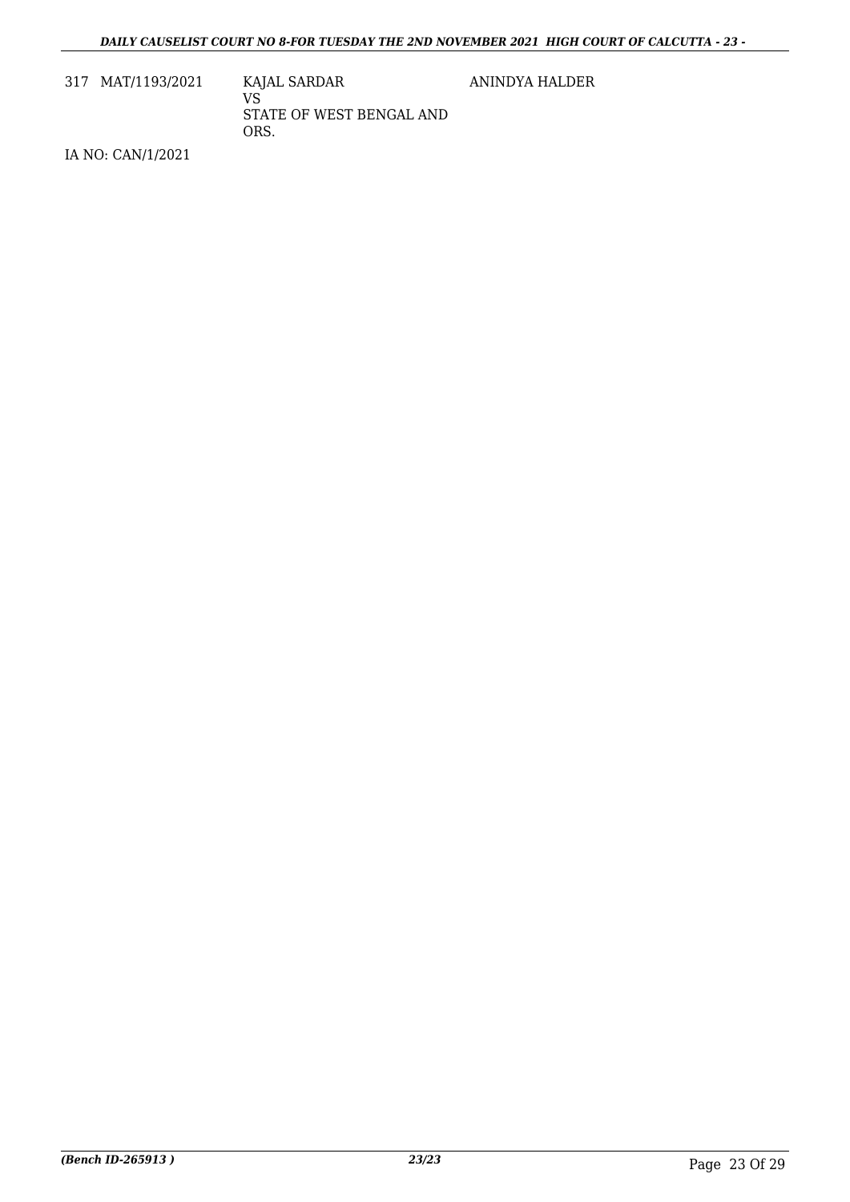| 317 | MAT/1193/2021 | KAJAL SARDAR<br>VS<br>STATE OF WEST BENGAL AND ORS. | ANINDYA HALDER |
|---|---|---|---|

IA NO: CAN/1/2021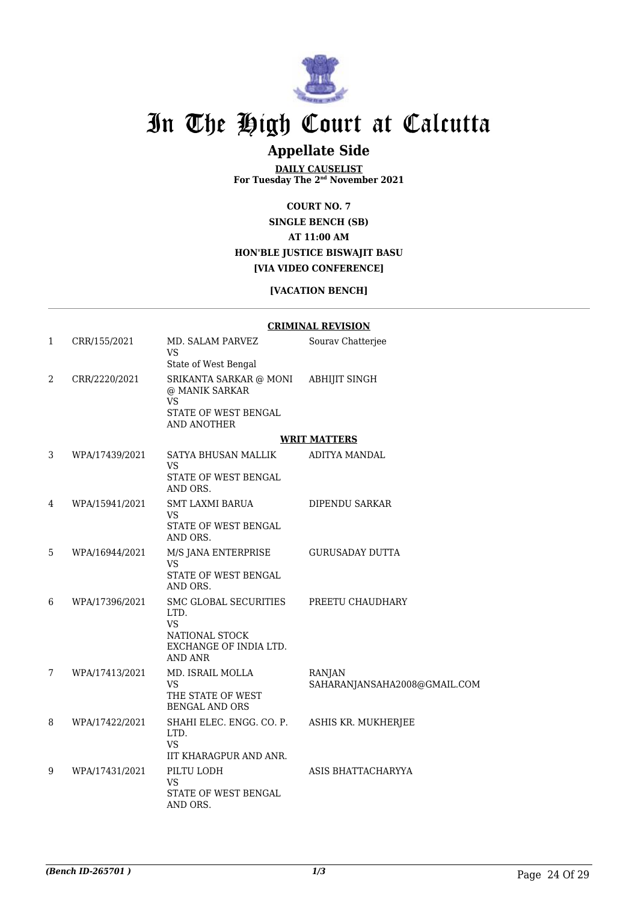# In The High Court at Calcutta

## Appellate Side

**DAILY CAUSELIST**
**For Tuesday The 2nd November 2021**

**COURT NO. 7**
**SINGLE BENCH (SB)**
**AT 11:00 AM**
**HON'BLE JUSTICE BISWAJIT BASU**
**[VIA VIDEO CONFERENCE]**

**[VACATION BENCH]**

**CRIMINAL REVISION**

| | | | |
|---|---|---|---|
| 1 | CRR/155/2021 | MD. SALAM PARVEZ VS State of West Bengal | Sourav Chatterjee |
| 2 | CRR/2220/2021 | SRIKANTA SARKAR @ MONI @ MANIK SARKAR VS STATE OF WEST BENGAL AND ANOTHER | ABHIJIT SINGH |

**WRIT MATTERS**

| | | | |
|---|---|---|---|
| 3 | WPA/17439/2021 | SATYA BHUSAN MALLIK VS STATE OF WEST BENGAL AND ORS. | ADITYA MANDAL |
| 4 | WPA/15941/2021 | SMT LAXMI BARUA VS STATE OF WEST BENGAL AND ORS. | DIPENDU SARKAR |
| 5 | WPA/16944/2021 | M/S JANA ENTERPRISE VS STATE OF WEST BENGAL AND ORS. | GURUSADAY DUTTA |
| 6 | WPA/17396/2021 | SMC GLOBAL SECURITIES LTD. VS NATIONAL STOCK EXCHANGE OF INDIA LTD. AND ANR | PREETU CHAUDHARY |
| 7 | WPA/17413/2021 | MD. ISRAIL MOLLA VS THE STATE OF WEST BENGAL AND ORS | RANJAN SAHARANJANSAHA2008@GMAIL.COM |
| 8 | WPA/17422/2021 | SHAHI ELEC. ENGG. CO. P. LTD. VS IIT KHARAGPUR AND ANR. | ASHIS KR. MUKHERJEE |
| 9 | WPA/17431/2021 | PILTU LODH VS STATE OF WEST BENGAL AND ORS. | ASIS BHATTACHARYYA |

*(Bench ID-265701 )*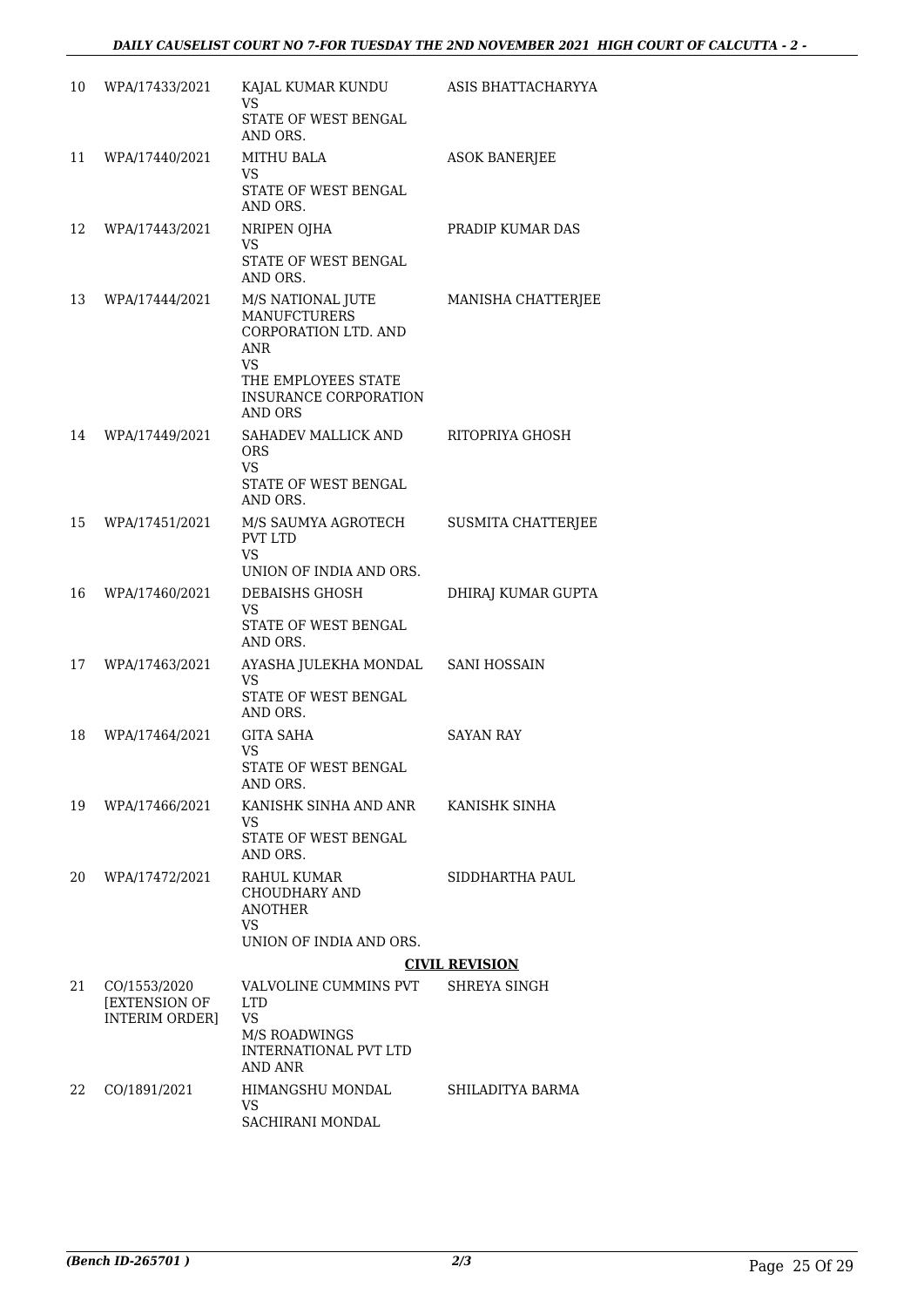| | | | |
|---|---|---|---|
| 10 | WPA/17433/2021 | KAJAL KUMAR KUNDU<br>VS<br>STATE OF WEST BENGAL AND ORS. | ASIS BHATTACHARYYA |
| 11 | WPA/17440/2021 | MITHU BALA<br>VS<br>STATE OF WEST BENGAL AND ORS. | ASOK BANERJEE |
| 12 | WPA/17443/2021 | NRIPEN OJHA<br>VS<br>STATE OF WEST BENGAL AND ORS. | PRADIP KUMAR DAS |
| 13 | WPA/17444/2021 | M/S NATIONAL JUTE MANUFCTURERS CORPORATION LTD. AND ANR<br>VS<br>THE EMPLOYEES STATE INSURANCE CORPORATION AND ORS | MANISHA CHATTERJEE |
| 14 | WPA/17449/2021 | SAHADEV MALLICK AND ORS<br>VS<br>STATE OF WEST BENGAL AND ORS. | RITOPRIYA GHOSH |
| 15 | WPA/17451/2021 | M/S SAUMYA AGROTECH PVT LTD<br>VS<br>UNION OF INDIA AND ORS. | SUSMITA CHATTERJEE |
| 16 | WPA/17460/2021 | DEBAISHS GHOSH<br>VS<br>STATE OF WEST BENGAL AND ORS. | DHIRAJ KUMAR GUPTA |
| 17 | WPA/17463/2021 | AYASHA JULEKHA MONDAL<br>VS<br>STATE OF WEST BENGAL AND ORS. | SANI HOSSAIN |
| 18 | WPA/17464/2021 | GITA SAHA<br>VS<br>STATE OF WEST BENGAL AND ORS. | SAYAN RAY |
| 19 | WPA/17466/2021 | KANISHK SINHA AND ANR<br>VS<br>STATE OF WEST BENGAL AND ORS. | KANISHK SINHA |
| 20 | WPA/17472/2021 | RAHUL KUMAR CHOUDHARY AND ANOTHER<br>VS<br>UNION OF INDIA AND ORS. | SIDDHARTHA PAUL |

**CIVIL REVISION**

| | | | |
|---|---|---|---|
| 21 | CO/1553/2020 [EXTENSION OF INTERIM ORDER] | VALVOLINE CUMMINS PVT LTD<br>VS<br>M/S ROADWINGS INTERNATIONAL PVT LTD AND ANR | SHREYA SINGH |
| 22 | CO/1891/2021 | HIMANGSHU MONDAL<br>VS<br>SACHIRANI MONDAL | SHILADITYA BARMA |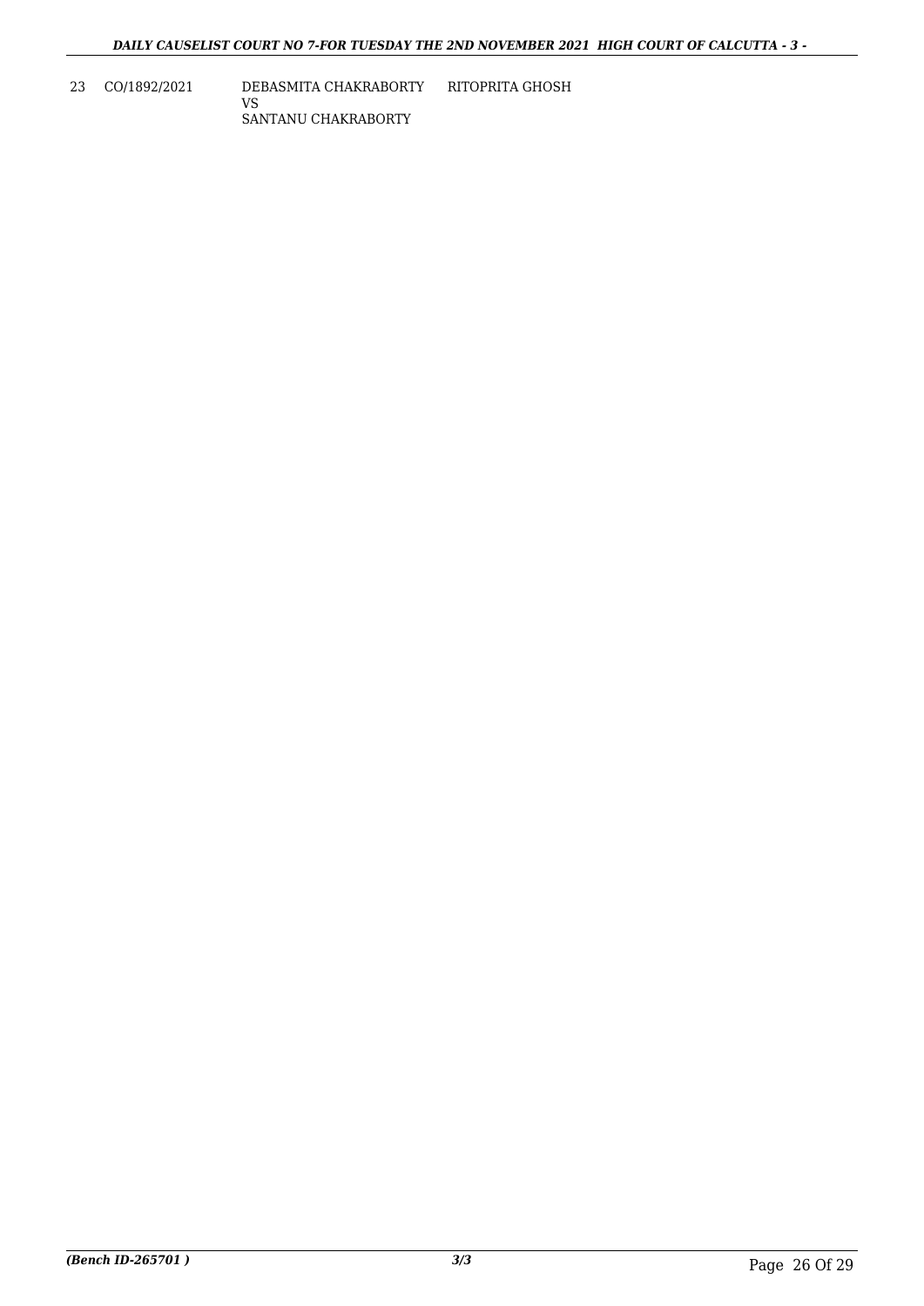| 23 | CO/1892/2021 | DEBASMITA CHAKRABORTY<br>VS<br>SANTANU CHAKRABORTY | RITOPRITA GHOSH |
|---|---|---|---|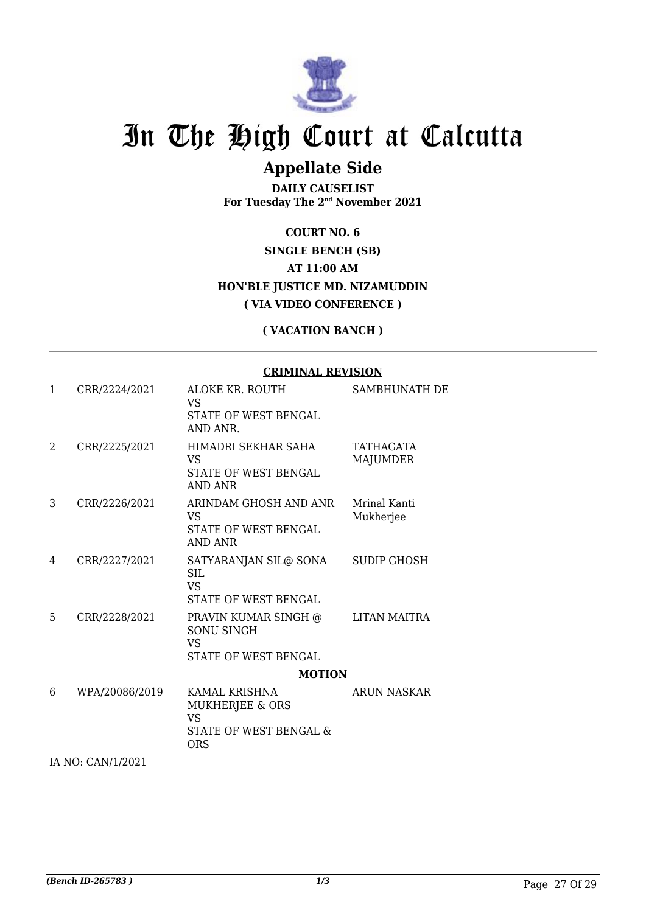# In The High Court at Calcutta

## Appellate Side

**DAILY CAUSELIST**
**For Tuesday The 2nd November 2021**

**COURT NO. 6**
**SINGLE BENCH (SB)**
**AT 11:00 AM**
**HON'BLE JUSTICE MD. NIZAMUDDIN**
**( VIA VIDEO CONFERENCE )**

**( VACATION BANCH )**

**CRIMINAL REVISION**

| | | | |
|---|---|---|---|
| 1 | CRR/2224/2021 | ALOKE KR. ROUTH<br>VS<br>STATE OF WEST BENGAL AND ANR. | SAMBHUNATH DE |
| 2 | CRR/2225/2021 | HIMADRI SEKHAR SAHA<br>VS<br>STATE OF WEST BENGAL AND ANR | TATHAGATA MAJUMDER |
| 3 | CRR/2226/2021 | ARINDAM GHOSH AND ANR<br>VS<br>STATE OF WEST BENGAL AND ANR | Mrinal Kanti Mukherjee |
| 4 | CRR/2227/2021 | SATYARANJAN SIL@ SONA SIL<br>VS<br>STATE OF WEST BENGAL | SUDIP GHOSH |
| 5 | CRR/2228/2021 | PRAVIN KUMAR SINGH @ SONU SINGH<br>VS<br>STATE OF WEST BENGAL | LITAN MAITRA |

**MOTION**

| | | | |
|---|---|---|---|
| 6 | WPA/20086/2019 | KAMAL KRISHNA MUKHERJEE & ORS<br>VS<br>STATE OF WEST BENGAL & ORS | ARUN NASKAR |

IA NO: CAN/1/2021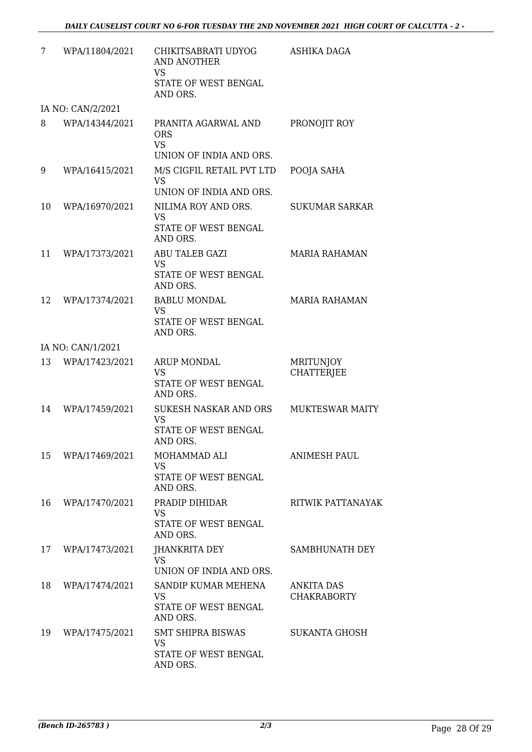| | | | |
|---|---|---|---|
| 7 | WPA/11804/2021 | CHIKITSABRATI UDYOG AND ANOTHER<br>VS<br>STATE OF WEST BENGAL AND ORS. | ASHIKA DAGA |
| | IA NO: CAN/2/2021 | | |
| 8 | WPA/14344/2021 | PRANITA AGARWAL AND ORS<br>VS<br>UNION OF INDIA AND ORS. | PRONOJIT ROY |
| 9 | WPA/16415/2021 | M/S CIGFIL RETAIL PVT LTD<br>VS<br>UNION OF INDIA AND ORS. | POOJA SAHA |
| 10 | WPA/16970/2021 | NILIMA ROY AND ORS.<br>VS<br>STATE OF WEST BENGAL AND ORS. | SUKUMAR SARKAR |
| 11 | WPA/17373/2021 | ABU TALEB GAZI<br>VS<br>STATE OF WEST BENGAL AND ORS. | MARIA RAHAMAN |
| 12 | WPA/17374/2021 | BABLU MONDAL<br>VS<br>STATE OF WEST BENGAL AND ORS. | MARIA RAHAMAN |
| | IA NO: CAN/1/2021 | | |
| 13 | WPA/17423/2021 | ARUP MONDAL<br>VS<br>STATE OF WEST BENGAL AND ORS. | MRITUNJOY CHATTERJEE |
| 14 | WPA/17459/2021 | SUKESH NASKAR AND ORS<br>VS<br>STATE OF WEST BENGAL AND ORS. | MUKTESWAR MAITY |
| 15 | WPA/17469/2021 | MOHAMMAD ALI<br>VS<br>STATE OF WEST BENGAL AND ORS. | ANIMESH PAUL |
| 16 | WPA/17470/2021 | PRADIP DIHIDAR<br>VS<br>STATE OF WEST BENGAL AND ORS. | RITWIK PATTANAYAK |
| 17 | WPA/17473/2021 | JHANKRITA DEY<br>VS<br>UNION OF INDIA AND ORS. | SAMBHUNATH DEY |
| 18 | WPA/17474/2021 | SANDIP KUMAR MEHENA<br>VS<br>STATE OF WEST BENGAL AND ORS. | ANKITA DAS CHAKRABORTY |
| 19 | WPA/17475/2021 | SMT SHIPRA BISWAS<br>VS<br>STATE OF WEST BENGAL AND ORS. | SUKANTA GHOSH |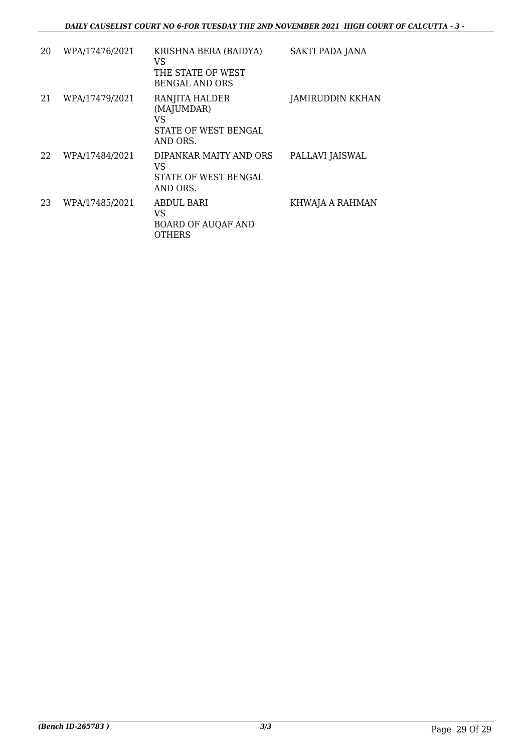| | | | |
|---|---|---|---|
| 20 | WPA/17476/2021 | KRISHNA BERA (BAIDYA)<br>VS<br>THE STATE OF WEST BENGAL AND ORS | SAKTI PADA JANA |
| 21 | WPA/17479/2021 | RANJITA HALDER (MAJUMDAR)<br>VS<br>STATE OF WEST BENGAL AND ORS. | JAMIRUDDIN KKHAN |
| 22 | WPA/17484/2021 | DIPANKAR MAITY AND ORS<br>VS<br>STATE OF WEST BENGAL AND ORS. | PALLAVI JAISWAL |
| 23 | WPA/17485/2021 | ABDUL BARI<br>VS<br>BOARD OF AUQAF AND OTHERS | KHWAJA A RAHMAN |